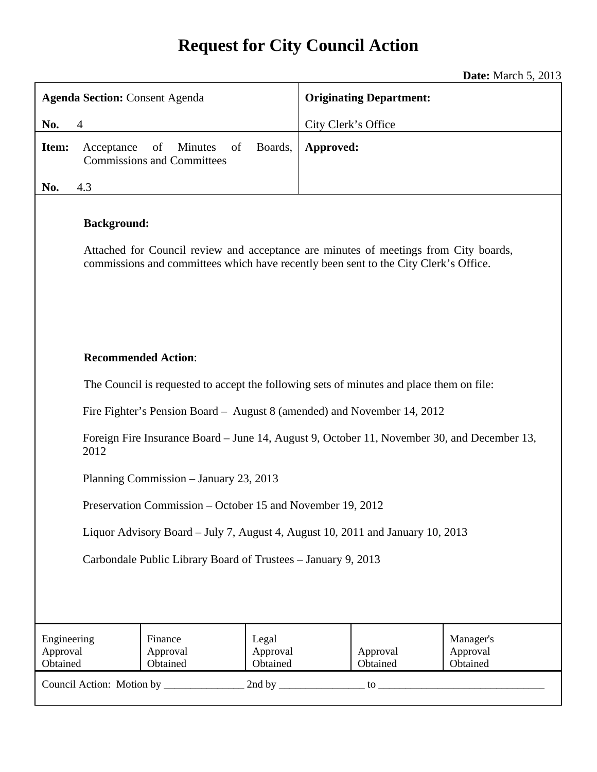# Request for City Council Action

**Date:** March 5, 2013

| **Agenda Section:** Consent Agenda<br><br>**No.** 4 | **Originating Department:**<br><br>City Clerk's Office |
|---|---|
| **Item:** Acceptance of Minutes of Boards, Commissions and Committees<br><br>**No.** 4.3 | **Approved:** |

**Background:**

Attached for Council review and acceptance are minutes of meetings from City boards, commissions and committees which have recently been sent to the City Clerk's Office.

**Recommended Action**:

The Council is requested to accept the following sets of minutes and place them on file:

Fire Fighter's Pension Board – August 8 (amended) and November 14, 2012

Foreign Fire Insurance Board – June 14, August 9, October 11, November 30, and December 13, 2012

Planning Commission – January 23, 2013

Preservation Commission – October 15 and November 19, 2012

Liquor Advisory Board – July 7, August 4, August 10, 2011 and January 10, 2013

Carbondale Public Library Board of Trustees – January 9, 2013

| Engineering Approval Obtained | Finance Approval Obtained | Legal Approval Obtained | Approval Obtained | Manager's Approval Obtained |
|---|---|---|---|---|

Council Action: Motion by _______________ 2nd by ________________ to _______________________________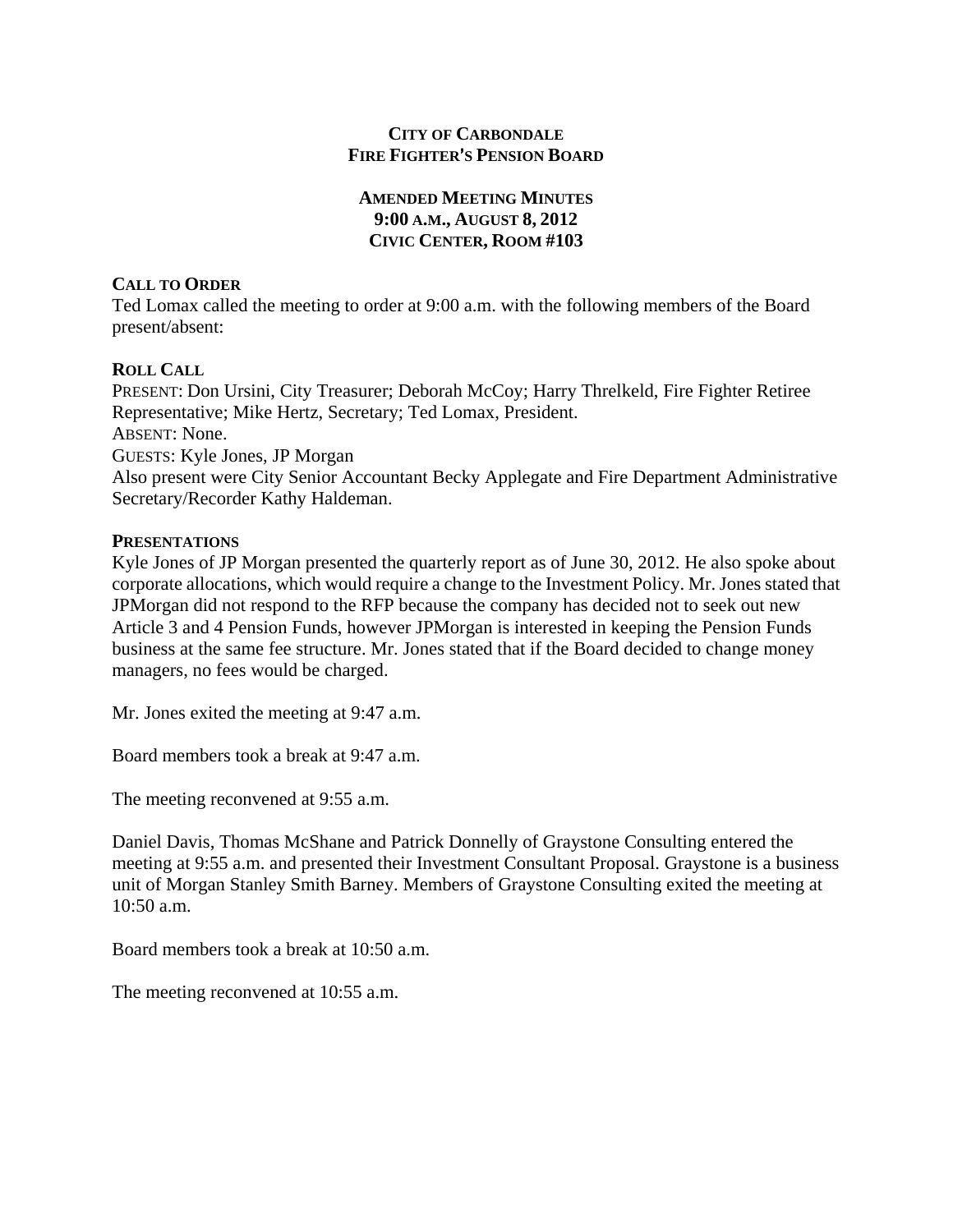**CITY OF CARBONDALE**
**FIRE FIGHTER'S PENSION BOARD**

**AMENDED MEETING MINUTES**
**9:00 A.M., AUGUST 8, 2012**
**CIVIC CENTER, ROOM #103**

**CALL TO ORDER**

Ted Lomax called the meeting to order at 9:00 a.m. with the following members of the Board present/absent:

**ROLL CALL**

PRESENT: Don Ursini, City Treasurer; Deborah McCoy; Harry Threlkeld, Fire Fighter Retiree Representative; Mike Hertz, Secretary; Ted Lomax, President.
ABSENT: None.
GUESTS: Kyle Jones, JP Morgan
Also present were City Senior Accountant Becky Applegate and Fire Department Administrative Secretary/Recorder Kathy Haldeman.

**PRESENTATIONS**

Kyle Jones of JP Morgan presented the quarterly report as of June 30, 2012. He also spoke about corporate allocations, which would require a change to the Investment Policy. Mr. Jones stated that JPMorgan did not respond to the RFP because the company has decided not to seek out new Article 3 and 4 Pension Funds, however JPMorgan is interested in keeping the Pension Funds business at the same fee structure. Mr. Jones stated that if the Board decided to change money managers, no fees would be charged.

Mr. Jones exited the meeting at 9:47 a.m.

Board members took a break at 9:47 a.m.

The meeting reconvened at 9:55 a.m.

Daniel Davis, Thomas McShane and Patrick Donnelly of Graystone Consulting entered the meeting at 9:55 a.m. and presented their Investment Consultant Proposal. Graystone is a business unit of Morgan Stanley Smith Barney. Members of Graystone Consulting exited the meeting at 10:50 a.m.

Board members took a break at 10:50 a.m.

The meeting reconvened at 10:55 a.m.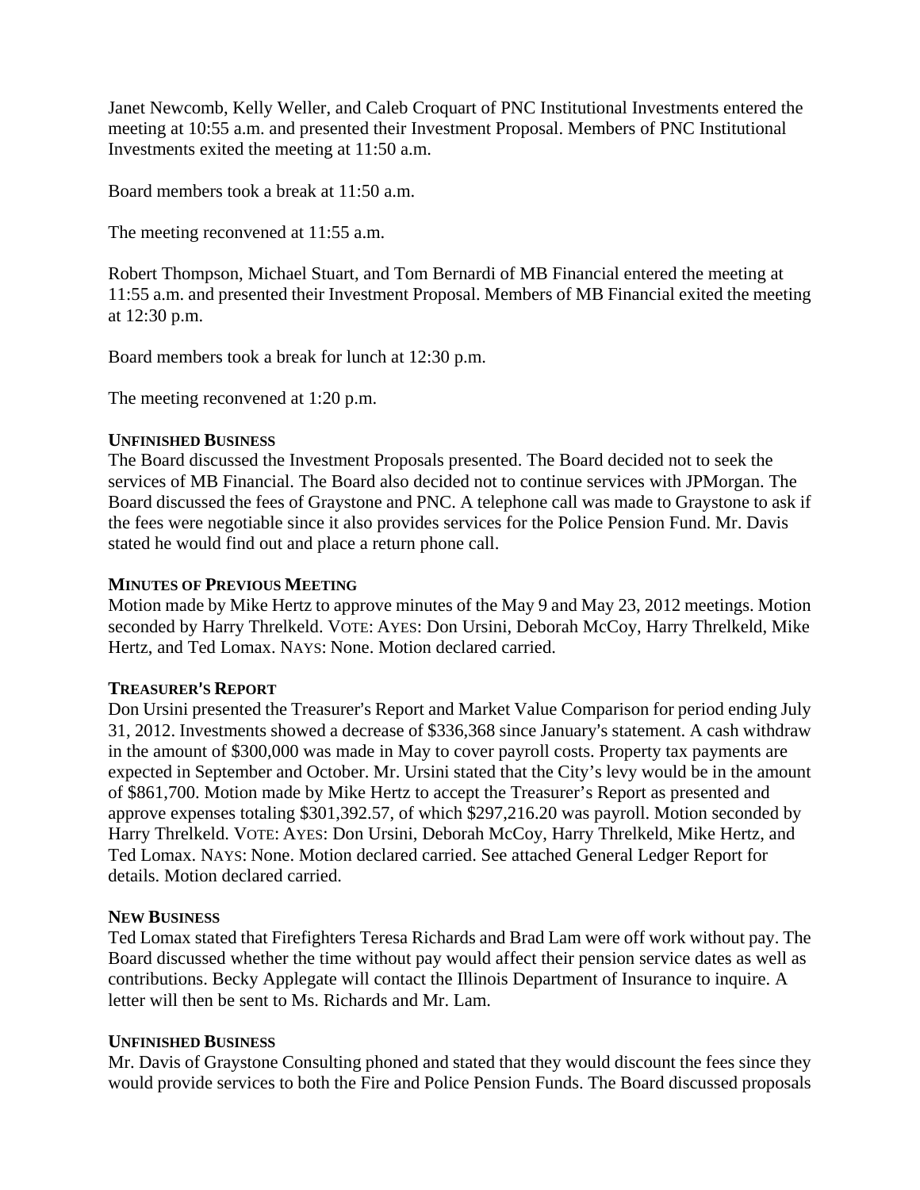Janet Newcomb, Kelly Weller, and Caleb Croquart of PNC Institutional Investments entered the meeting at 10:55 a.m. and presented their Investment Proposal. Members of PNC Institutional Investments exited the meeting at 11:50 a.m.

Board members took a break at 11:50 a.m.

The meeting reconvened at 11:55 a.m.

Robert Thompson, Michael Stuart, and Tom Bernardi of MB Financial entered the meeting at 11:55 a.m. and presented their Investment Proposal. Members of MB Financial exited the meeting at 12:30 p.m.

Board members took a break for lunch at 12:30 p.m.

The meeting reconvened at 1:20 p.m.

**UNFINISHED BUSINESS**

The Board discussed the Investment Proposals presented. The Board decided not to seek the services of MB Financial. The Board also decided not to continue services with JPMorgan. The Board discussed the fees of Graystone and PNC. A telephone call was made to Graystone to ask if the fees were negotiable since it also provides services for the Police Pension Fund. Mr. Davis stated he would find out and place a return phone call.

**MINUTES OF PREVIOUS MEETING**

Motion made by Mike Hertz to approve minutes of the May 9 and May 23, 2012 meetings. Motion seconded by Harry Threlkeld. VOTE: AYES: Don Ursini, Deborah McCoy, Harry Threlkeld, Mike Hertz, and Ted Lomax. NAYS: None. Motion declared carried.

**TREASURER'S REPORT**

Don Ursini presented the Treasurer's Report and Market Value Comparison for period ending July 31, 2012. Investments showed a decrease of $336,368 since January's statement. A cash withdraw in the amount of $300,000 was made in May to cover payroll costs. Property tax payments are expected in September and October. Mr. Ursini stated that the City's levy would be in the amount of $861,700. Motion made by Mike Hertz to accept the Treasurer's Report as presented and approve expenses totaling $301,392.57, of which $297,216.20 was payroll. Motion seconded by Harry Threlkeld. VOTE: AYES: Don Ursini, Deborah McCoy, Harry Threlkeld, Mike Hertz, and Ted Lomax. NAYS: None. Motion declared carried. See attached General Ledger Report for details. Motion declared carried.

**NEW BUSINESS**

Ted Lomax stated that Firefighters Teresa Richards and Brad Lam were off work without pay. The Board discussed whether the time without pay would affect their pension service dates as well as contributions. Becky Applegate will contact the Illinois Department of Insurance to inquire. A letter will then be sent to Ms. Richards and Mr. Lam.

**UNFINISHED BUSINESS**

Mr. Davis of Graystone Consulting phoned and stated that they would discount the fees since they would provide services to both the Fire and Police Pension Funds. The Board discussed proposals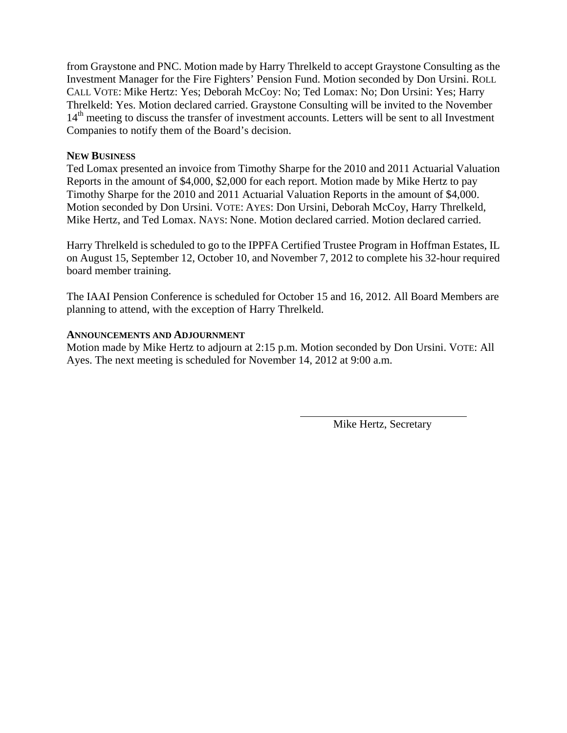from Graystone and PNC. Motion made by Harry Threlkeld to accept Graystone Consulting as the Investment Manager for the Fire Fighters' Pension Fund. Motion seconded by Don Ursini. ROLL CALL VOTE: Mike Hertz: Yes; Deborah McCoy: No; Ted Lomax: No; Don Ursini: Yes; Harry Threlkeld: Yes. Motion declared carried. Graystone Consulting will be invited to the November 14th meeting to discuss the transfer of investment accounts. Letters will be sent to all Investment Companies to notify them of the Board's decision.

**NEW BUSINESS**

Ted Lomax presented an invoice from Timothy Sharpe for the 2010 and 2011 Actuarial Valuation Reports in the amount of $4,000, $2,000 for each report. Motion made by Mike Hertz to pay Timothy Sharpe for the 2010 and 2011 Actuarial Valuation Reports in the amount of $4,000. Motion seconded by Don Ursini. VOTE: AYES: Don Ursini, Deborah McCoy, Harry Threlkeld, Mike Hertz, and Ted Lomax. NAYS: None. Motion declared carried. Motion declared carried.

Harry Threlkeld is scheduled to go to the IPPFA Certified Trustee Program in Hoffman Estates, IL on August 15, September 12, October 10, and November 7, 2012 to complete his 32-hour required board member training.

The IAAI Pension Conference is scheduled for October 15 and 16, 2012. All Board Members are planning to attend, with the exception of Harry Threlkeld.

**ANNOUNCEMENTS AND ADJOURNMENT**

Motion made by Mike Hertz to adjourn at 2:15 p.m. Motion seconded by Don Ursini. VOTE: All Ayes. The next meeting is scheduled for November 14, 2012 at 9:00 a.m.

\_\_\_\_\_\_\_\_\_\_\_\_\_\_\_\_\_\_\_\_\_\_\_\_\_\_\_\_\_\_

Mike Hertz, Secretary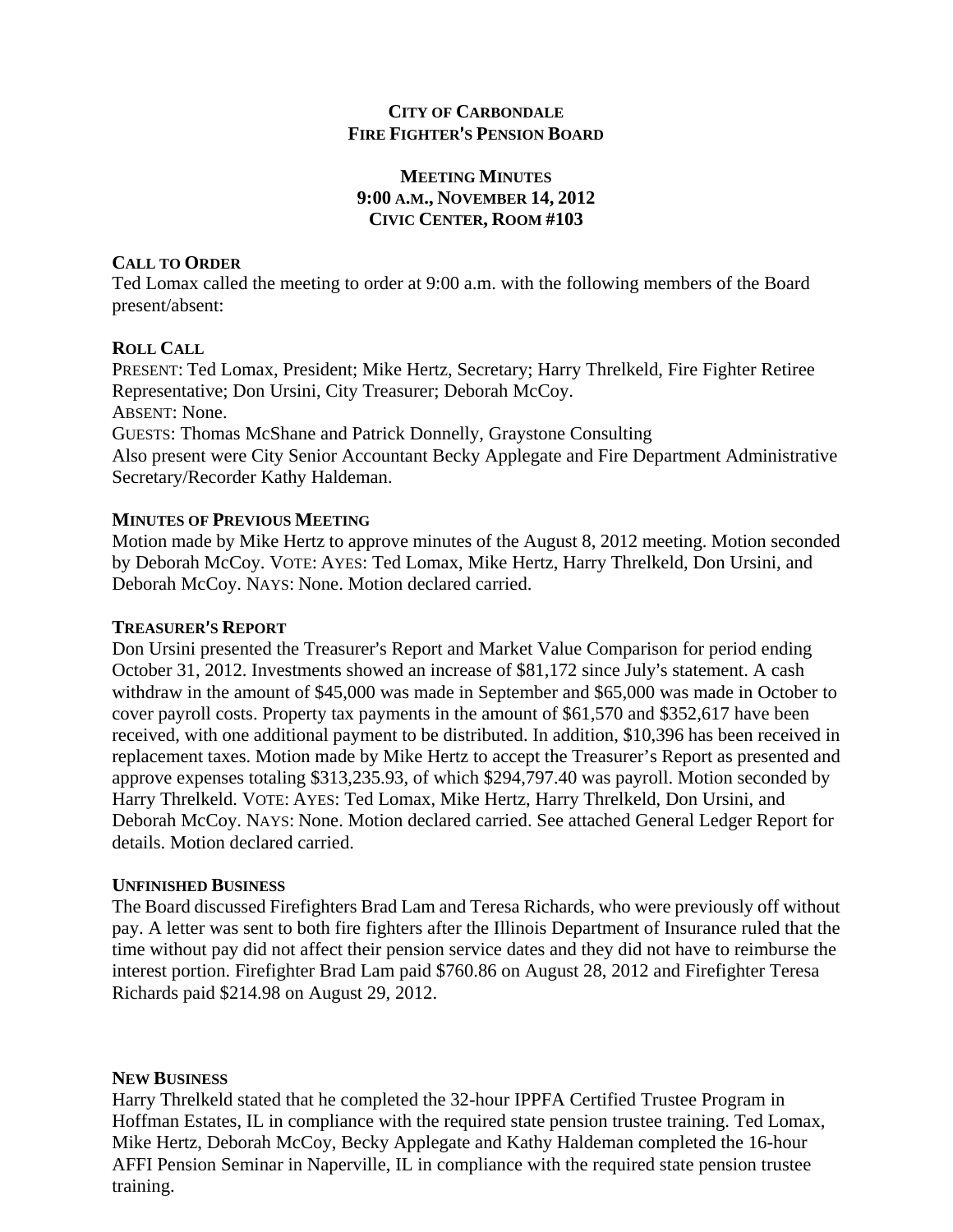**CITY OF CARBONDALE**
**FIRE FIGHTER'S PENSION BOARD**

**MEETING MINUTES**
**9:00 A.M., NOVEMBER 14, 2012**
**CIVIC CENTER, ROOM #103**

**CALL TO ORDER**

Ted Lomax called the meeting to order at 9:00 a.m. with the following members of the Board present/absent:

**ROLL CALL**

PRESENT: Ted Lomax, President; Mike Hertz, Secretary; Harry Threlkeld, Fire Fighter Retiree Representative; Don Ursini, City Treasurer; Deborah McCoy.
ABSENT: None.
GUESTS: Thomas McShane and Patrick Donnelly, Graystone Consulting
Also present were City Senior Accountant Becky Applegate and Fire Department Administrative Secretary/Recorder Kathy Haldeman.

**MINUTES OF PREVIOUS MEETING**

Motion made by Mike Hertz to approve minutes of the August 8, 2012 meeting. Motion seconded by Deborah McCoy. VOTE: AYES: Ted Lomax, Mike Hertz, Harry Threlkeld, Don Ursini, and Deborah McCoy. NAYS: None. Motion declared carried.

**TREASURER'S REPORT**

Don Ursini presented the Treasurer's Report and Market Value Comparison for period ending October 31, 2012. Investments showed an increase of $81,172 since July's statement. A cash withdraw in the amount of $45,000 was made in September and $65,000 was made in October to cover payroll costs. Property tax payments in the amount of $61,570 and $352,617 have been received, with one additional payment to be distributed. In addition, $10,396 has been received in replacement taxes. Motion made by Mike Hertz to accept the Treasurer's Report as presented and approve expenses totaling $313,235.93, of which $294,797.40 was payroll. Motion seconded by Harry Threlkeld. VOTE: AYES: Ted Lomax, Mike Hertz, Harry Threlkeld, Don Ursini, and Deborah McCoy. NAYS: None. Motion declared carried. See attached General Ledger Report for details. Motion declared carried.

**UNFINISHED BUSINESS**

The Board discussed Firefighters Brad Lam and Teresa Richards, who were previously off without pay. A letter was sent to both fire fighters after the Illinois Department of Insurance ruled that the time without pay did not affect their pension service dates and they did not have to reimburse the interest portion. Firefighter Brad Lam paid $760.86 on August 28, 2012 and Firefighter Teresa Richards paid $214.98 on August 29, 2012.

**NEW BUSINESS**

Harry Threlkeld stated that he completed the 32-hour IPPFA Certified Trustee Program in Hoffman Estates, IL in compliance with the required state pension trustee training. Ted Lomax, Mike Hertz, Deborah McCoy, Becky Applegate and Kathy Haldeman completed the 16-hour AFFI Pension Seminar in Naperville, IL in compliance with the required state pension trustee training.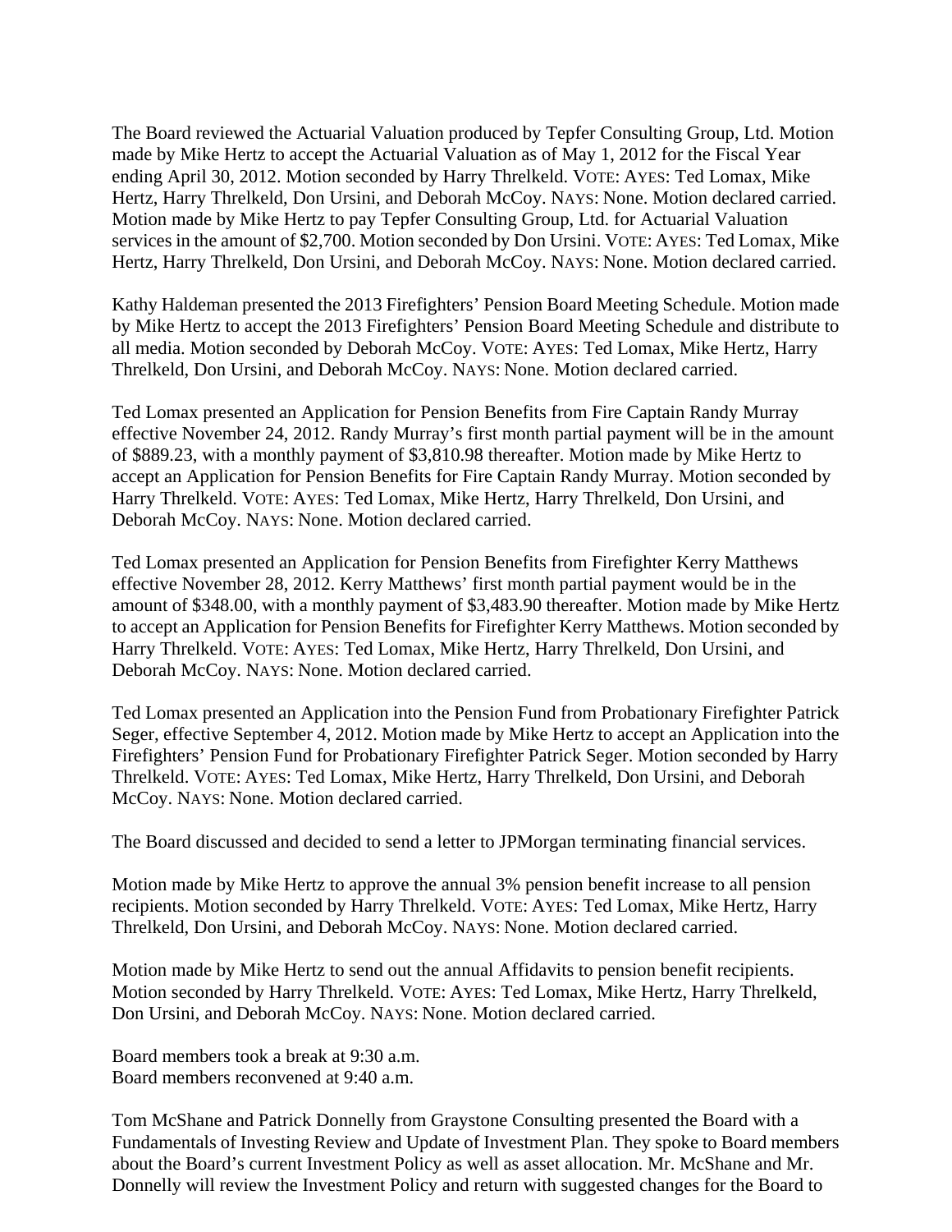The Board reviewed the Actuarial Valuation produced by Tepfer Consulting Group, Ltd. Motion made by Mike Hertz to accept the Actuarial Valuation as of May 1, 2012 for the Fiscal Year ending April 30, 2012. Motion seconded by Harry Threlkeld. VOTE: AYES: Ted Lomax, Mike Hertz, Harry Threlkeld, Don Ursini, and Deborah McCoy. NAYS: None. Motion declared carried. Motion made by Mike Hertz to pay Tepfer Consulting Group, Ltd. for Actuarial Valuation services in the amount of $2,700. Motion seconded by Don Ursini. VOTE: AYES: Ted Lomax, Mike Hertz, Harry Threlkeld, Don Ursini, and Deborah McCoy. NAYS: None. Motion declared carried.

Kathy Haldeman presented the 2013 Firefighters' Pension Board Meeting Schedule. Motion made by Mike Hertz to accept the 2013 Firefighters' Pension Board Meeting Schedule and distribute to all media. Motion seconded by Deborah McCoy. VOTE: AYES: Ted Lomax, Mike Hertz, Harry Threlkeld, Don Ursini, and Deborah McCoy. NAYS: None. Motion declared carried.

Ted Lomax presented an Application for Pension Benefits from Fire Captain Randy Murray effective November 24, 2012. Randy Murray's first month partial payment will be in the amount of $889.23, with a monthly payment of $3,810.98 thereafter. Motion made by Mike Hertz to accept an Application for Pension Benefits for Fire Captain Randy Murray. Motion seconded by Harry Threlkeld. VOTE: AYES: Ted Lomax, Mike Hertz, Harry Threlkeld, Don Ursini, and Deborah McCoy. NAYS: None. Motion declared carried.

Ted Lomax presented an Application for Pension Benefits from Firefighter Kerry Matthews effective November 28, 2012. Kerry Matthews' first month partial payment would be in the amount of $348.00, with a monthly payment of $3,483.90 thereafter. Motion made by Mike Hertz to accept an Application for Pension Benefits for Firefighter Kerry Matthews. Motion seconded by Harry Threlkeld. VOTE: AYES: Ted Lomax, Mike Hertz, Harry Threlkeld, Don Ursini, and Deborah McCoy. NAYS: None. Motion declared carried.

Ted Lomax presented an Application into the Pension Fund from Probationary Firefighter Patrick Seger, effective September 4, 2012. Motion made by Mike Hertz to accept an Application into the Firefighters' Pension Fund for Probationary Firefighter Patrick Seger. Motion seconded by Harry Threlkeld. VOTE: AYES: Ted Lomax, Mike Hertz, Harry Threlkeld, Don Ursini, and Deborah McCoy. NAYS: None. Motion declared carried.

The Board discussed and decided to send a letter to JPMorgan terminating financial services.

Motion made by Mike Hertz to approve the annual 3% pension benefit increase to all pension recipients. Motion seconded by Harry Threlkeld. VOTE: AYES: Ted Lomax, Mike Hertz, Harry Threlkeld, Don Ursini, and Deborah McCoy. NAYS: None. Motion declared carried.

Motion made by Mike Hertz to send out the annual Affidavits to pension benefit recipients. Motion seconded by Harry Threlkeld. VOTE: AYES: Ted Lomax, Mike Hertz, Harry Threlkeld, Don Ursini, and Deborah McCoy. NAYS: None. Motion declared carried.

Board members took a break at 9:30 a.m.
Board members reconvened at 9:40 a.m.

Tom McShane and Patrick Donnelly from Graystone Consulting presented the Board with a Fundamentals of Investing Review and Update of Investment Plan. They spoke to Board members about the Board's current Investment Policy as well as asset allocation. Mr. McShane and Mr. Donnelly will review the Investment Policy and return with suggested changes for the Board to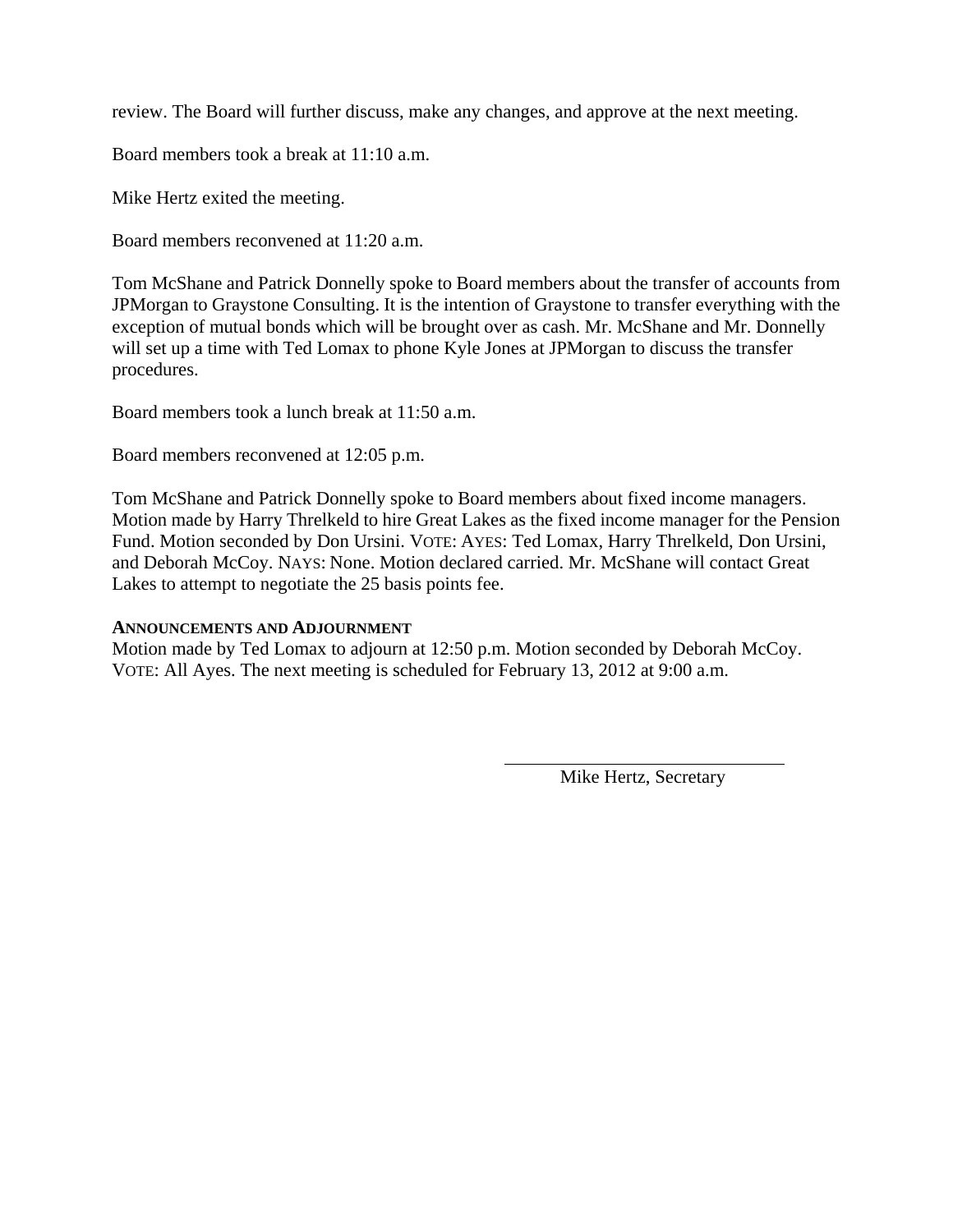review. The Board will further discuss, make any changes, and approve at the next meeting.

Board members took a break at 11:10 a.m.

Mike Hertz exited the meeting.

Board members reconvened at 11:20 a.m.

Tom McShane and Patrick Donnelly spoke to Board members about the transfer of accounts from JPMorgan to Graystone Consulting. It is the intention of Graystone to transfer everything with the exception of mutual bonds which will be brought over as cash. Mr. McShane and Mr. Donnelly will set up a time with Ted Lomax to phone Kyle Jones at JPMorgan to discuss the transfer procedures.

Board members took a lunch break at 11:50 a.m.

Board members reconvened at 12:05 p.m.

Tom McShane and Patrick Donnelly spoke to Board members about fixed income managers. Motion made by Harry Threlkeld to hire Great Lakes as the fixed income manager for the Pension Fund. Motion seconded by Don Ursini. VOTE: AYES: Ted Lomax, Harry Threlkeld, Don Ursini, and Deborah McCoy. NAYS: None. Motion declared carried. Mr. McShane will contact Great Lakes to attempt to negotiate the 25 basis points fee.

**ANNOUNCEMENTS AND ADJOURNMENT**

Motion made by Ted Lomax to adjourn at 12:50 p.m. Motion seconded by Deborah McCoy. VOTE: All Ayes. The next meeting is scheduled for February 13, 2012 at 9:00 a.m.

Mike Hertz, Secretary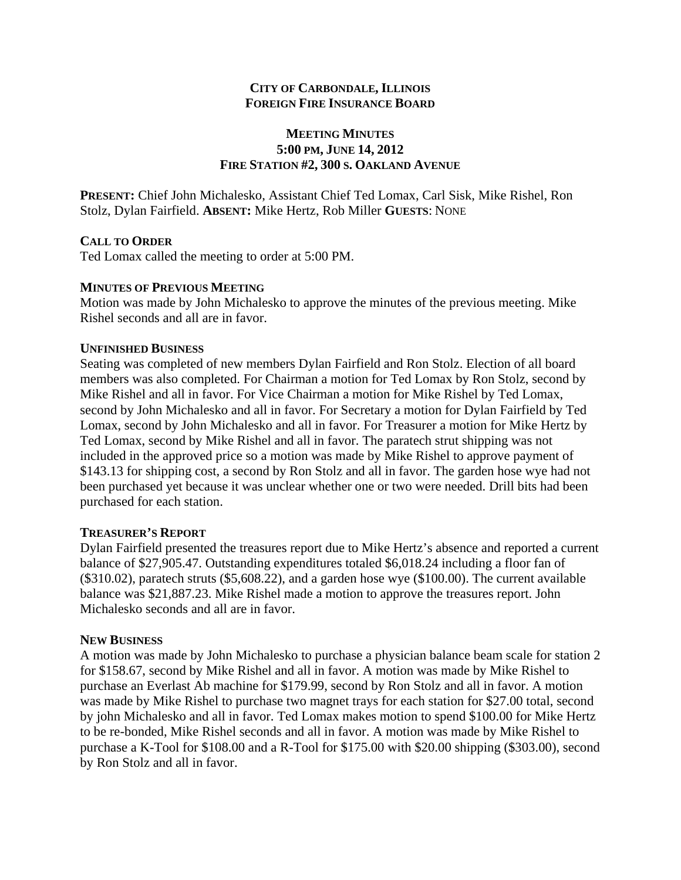**CITY OF CARBONDALE, ILLINOIS**
**FOREIGN FIRE INSURANCE BOARD**

**MEETING MINUTES**
**5:00 PM, JUNE 14, 2012**
**FIRE STATION #2, 300 S. OAKLAND AVENUE**

**PRESENT:** Chief John Michalesko, Assistant Chief Ted Lomax, Carl Sisk, Mike Rishel, Ron Stolz, Dylan Fairfield. **ABSENT:** Mike Hertz, Rob Miller **GUESTS**: NONE

**CALL TO ORDER**

Ted Lomax called the meeting to order at 5:00 PM.

**MINUTES OF PREVIOUS MEETING**

Motion was made by John Michalesko to approve the minutes of the previous meeting. Mike Rishel seconds and all are in favor.

**UNFINISHED BUSINESS**

Seating was completed of new members Dylan Fairfield and Ron Stolz. Election of all board members was also completed. For Chairman a motion for Ted Lomax by Ron Stolz, second by Mike Rishel and all in favor. For Vice Chairman a motion for Mike Rishel by Ted Lomax, second by John Michalesko and all in favor. For Secretary a motion for Dylan Fairfield by Ted Lomax, second by John Michalesko and all in favor. For Treasurer a motion for Mike Hertz by Ted Lomax, second by Mike Rishel and all in favor. The paratech strut shipping was not included in the approved price so a motion was made by Mike Rishel to approve payment of $143.13 for shipping cost, a second by Ron Stolz and all in favor. The garden hose wye had not been purchased yet because it was unclear whether one or two were needed. Drill bits had been purchased for each station.

**TREASURER'S REPORT**

Dylan Fairfield presented the treasures report due to Mike Hertz's absence and reported a current balance of $27,905.47. Outstanding expenditures totaled $6,018.24 including a floor fan of ($310.02), paratech struts ($5,608.22), and a garden hose wye ($100.00). The current available balance was $21,887.23. Mike Rishel made a motion to approve the treasures report. John Michalesko seconds and all are in favor.

**NEW BUSINESS**

A motion was made by John Michalesko to purchase a physician balance beam scale for station 2 for $158.67, second by Mike Rishel and all in favor. A motion was made by Mike Rishel to purchase an Everlast Ab machine for $179.99, second by Ron Stolz and all in favor. A motion was made by Mike Rishel to purchase two magnet trays for each station for $27.00 total, second by john Michalesko and all in favor. Ted Lomax makes motion to spend $100.00 for Mike Hertz to be re-bonded, Mike Rishel seconds and all in favor. A motion was made by Mike Rishel to purchase a K-Tool for $108.00 and a R-Tool for $175.00 with $20.00 shipping ($303.00), second by Ron Stolz and all in favor.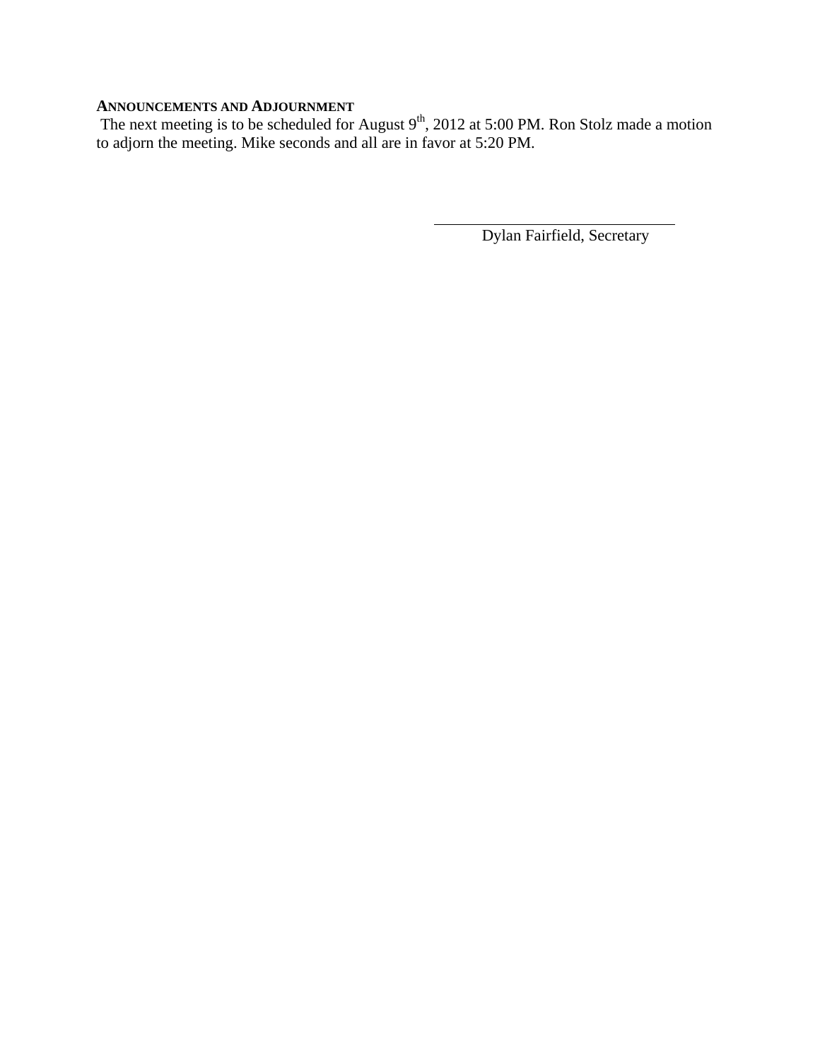**Announcements and Adjournment**

The next meeting is to be scheduled for August 9th, 2012 at 5:00 PM. Ron Stolz made a motion to adjorn the meeting. Mike seconds and all are in favor at 5:20 PM.

\_\_\_\_\_\_\_\_\_\_\_\_\_\_\_\_\_\_\_\_\_\_\_\_\_\_\_\_\_\_

Dylan Fairfield, Secretary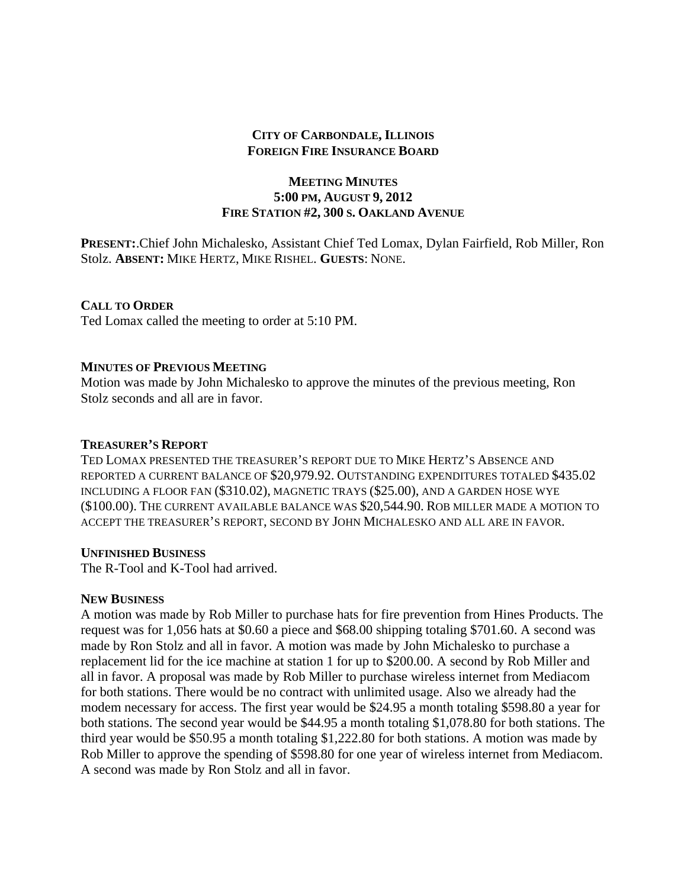**City of Carbondale, Illinois**
**Foreign Fire Insurance Board**

**Meeting Minutes**
**5:00 PM, August 9, 2012**
**Fire Station #2, 300 S. Oakland Avenue**

**Present:**.Chief John Michalesko, Assistant Chief Ted Lomax, Dylan Fairfield, Rob Miller, Ron Stolz. **Absent:** Mike Hertz, Mike Rishel. **Guests**: None.

**Call to Order**
Ted Lomax called the meeting to order at 5:10 PM.

**Minutes of Previous Meeting**
Motion was made by John Michalesko to approve the minutes of the previous meeting, Ron Stolz seconds and all are in favor.

**Treasurer's Report**
Ted Lomax presented the treasurer's report due to Mike Hertz's Absence and reported a current balance of $20,979.92. Outstanding expenditures totaled $435.02 including a floor fan ($310.02), magnetic trays ($25.00), and a garden hose wye ($100.00). The current available balance was $20,544.90. Rob miller made a motion to accept the treasurer's report, second by John Michalesko and all are in favor.

**Unfinished Business**
The R-Tool and K-Tool had arrived.

**New Business**
A motion was made by Rob Miller to purchase hats for fire prevention from Hines Products. The request was for 1,056 hats at $0.60 a piece and $68.00 shipping totaling $701.60. A second was made by Ron Stolz and all in favor. A motion was made by John Michalesko to purchase a replacement lid for the ice machine at station 1 for up to $200.00. A second by Rob Miller and all in favor. A proposal was made by Rob Miller to purchase wireless internet from Mediacom for both stations. There would be no contract with unlimited usage. Also we already had the modem necessary for access. The first year would be $24.95 a month totaling $598.80 a year for both stations. The second year would be $44.95 a month totaling $1,078.80 for both stations. The third year would be $50.95 a month totaling $1,222.80 for both stations. A motion was made by Rob Miller to approve the spending of $598.80 for one year of wireless internet from Mediacom. A second was made by Ron Stolz and all in favor.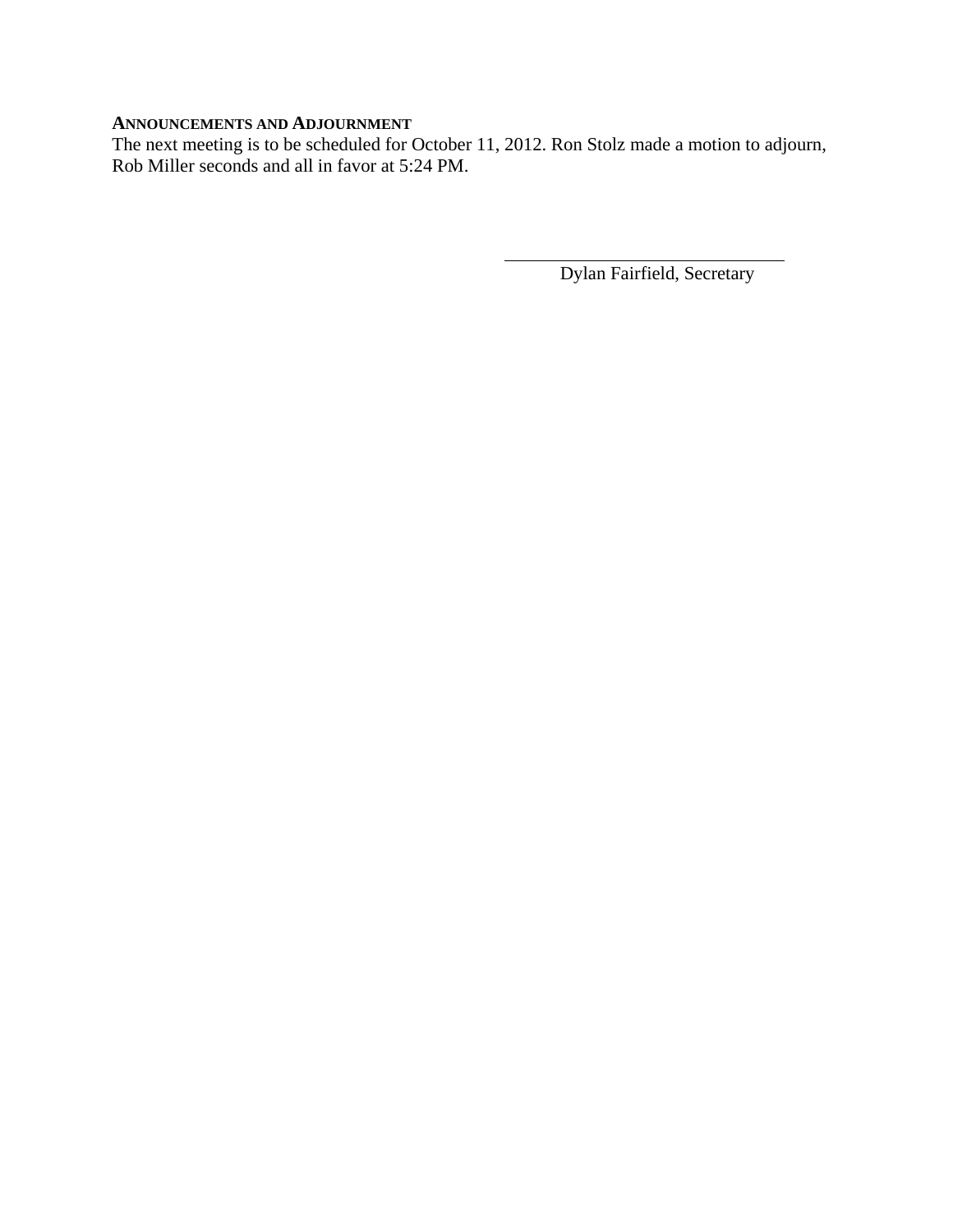**ANNOUNCEMENTS AND ADJOURNMENT**

The next meeting is to be scheduled for October 11, 2012. Ron Stolz made a motion to adjourn, Rob Miller seconds and all in favor at 5:24 PM.

\_\_\_\_\_\_\_\_\_\_\_\_\_\_\_\_\_\_\_\_\_\_\_\_\_\_\_\_

Dylan Fairfield, Secretary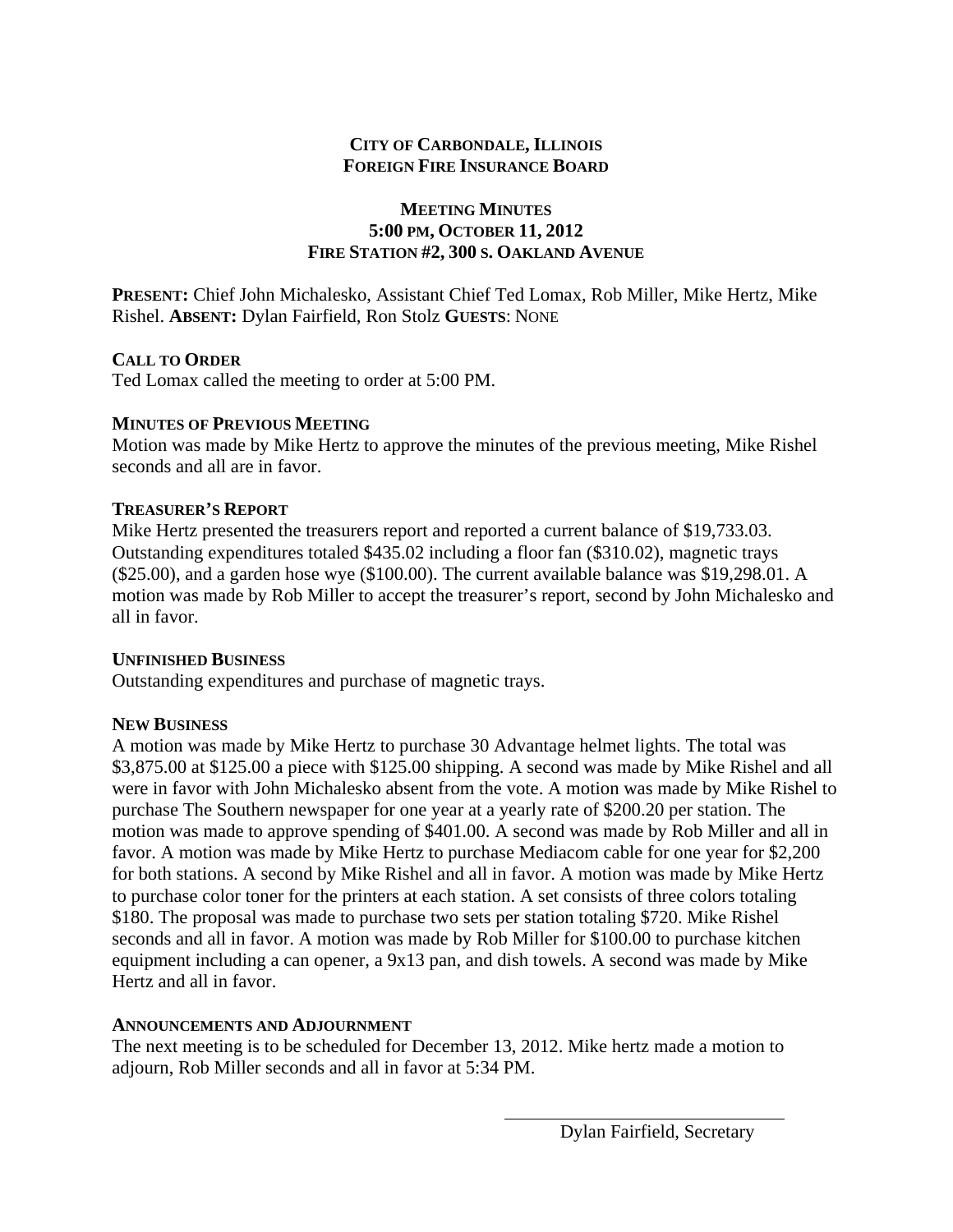**CITY OF CARBONDALE, ILLINOIS**
**FOREIGN FIRE INSURANCE BOARD**

**MEETING MINUTES**
**5:00 PM, OCTOBER 11, 2012**
**FIRE STATION #2, 300 S. OAKLAND AVENUE**

**PRESENT:** Chief John Michalesko, Assistant Chief Ted Lomax, Rob Miller, Mike Hertz, Mike Rishel. **ABSENT:** Dylan Fairfield, Ron Stolz **GUESTS**: NONE

**CALL TO ORDER**

Ted Lomax called the meeting to order at 5:00 PM.

**MINUTES OF PREVIOUS MEETING**

Motion was made by Mike Hertz to approve the minutes of the previous meeting, Mike Rishel seconds and all are in favor.

**TREASURER'S REPORT**

Mike Hertz presented the treasurers report and reported a current balance of $19,733.03. Outstanding expenditures totaled $435.02 including a floor fan ($310.02), magnetic trays ($25.00), and a garden hose wye ($100.00). The current available balance was $19,298.01. A motion was made by Rob Miller to accept the treasurer's report, second by John Michalesko and all in favor.

**UNFINISHED BUSINESS**

Outstanding expenditures and purchase of magnetic trays.

**NEW BUSINESS**

A motion was made by Mike Hertz to purchase 30 Advantage helmet lights. The total was $3,875.00 at $125.00 a piece with $125.00 shipping. A second was made by Mike Rishel and all were in favor with John Michalesko absent from the vote. A motion was made by Mike Rishel to purchase The Southern newspaper for one year at a yearly rate of $200.20 per station. The motion was made to approve spending of $401.00. A second was made by Rob Miller and all in favor. A motion was made by Mike Hertz to purchase Mediacom cable for one year for $2,200 for both stations. A second by Mike Rishel and all in favor. A motion was made by Mike Hertz to purchase color toner for the printers at each station. A set consists of three colors totaling $180. The proposal was made to purchase two sets per station totaling $720. Mike Rishel seconds and all in favor. A motion was made by Rob Miller for $100.00 to purchase kitchen equipment including a can opener, a 9x13 pan, and dish towels. A second was made by Mike Hertz and all in favor.

**ANNOUNCEMENTS AND ADJOURNMENT**

The next meeting is to be scheduled for December 13, 2012. Mike hertz made a motion to adjourn, Rob Miller seconds and all in favor at 5:34 PM.

Dylan Fairfield, Secretary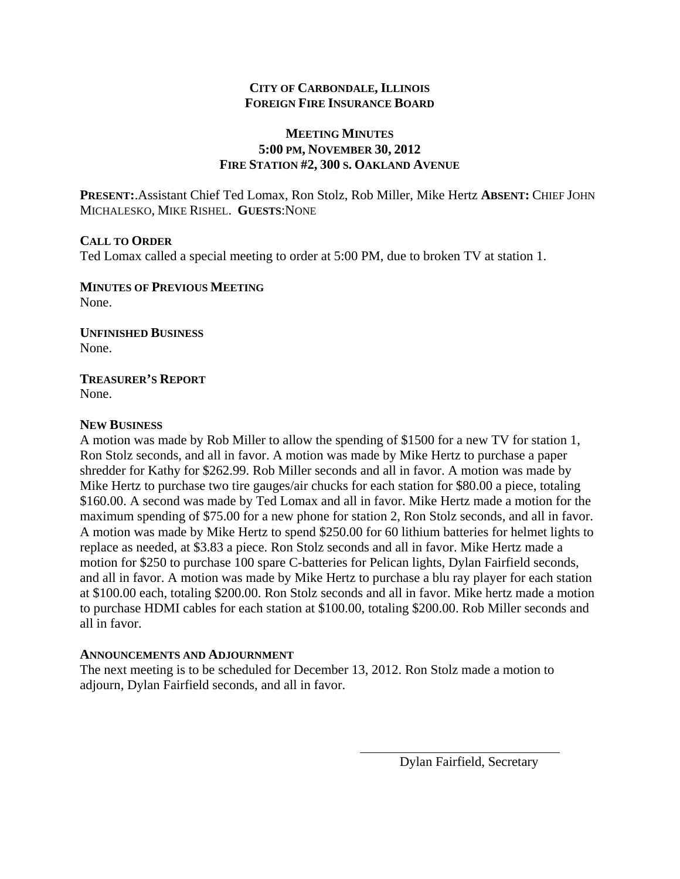**CITY OF CARBONDALE, ILLINOIS**
**FOREIGN FIRE INSURANCE BOARD**

**MEETING MINUTES**
**5:00 PM, NOVEMBER 30, 2012**
**FIRE STATION #2, 300 S. OAKLAND AVENUE**

**PRESENT:**.Assistant Chief Ted Lomax, Ron Stolz, Rob Miller, Mike Hertz **ABSENT:** CHIEF JOHN MICHALESKO, MIKE RISHEL. **GUESTS**:NONE

**CALL TO ORDER**
Ted Lomax called a special meeting to order at 5:00 PM, due to broken TV at station 1.

**MINUTES OF PREVIOUS MEETING**
None.

**UNFINISHED BUSINESS**
None.

**TREASURER'S REPORT**
None.

**NEW BUSINESS**
A motion was made by Rob Miller to allow the spending of $1500 for a new TV for station 1, Ron Stolz seconds, and all in favor. A motion was made by Mike Hertz to purchase a paper shredder for Kathy for $262.99. Rob Miller seconds and all in favor. A motion was made by Mike Hertz to purchase two tire gauges/air chucks for each station for $80.00 a piece, totaling $160.00. A second was made by Ted Lomax and all in favor. Mike Hertz made a motion for the maximum spending of $75.00 for a new phone for station 2, Ron Stolz seconds, and all in favor. A motion was made by Mike Hertz to spend $250.00 for 60 lithium batteries for helmet lights to replace as needed, at $3.83 a piece. Ron Stolz seconds and all in favor. Mike Hertz made a motion for $250 to purchase 100 spare C-batteries for Pelican lights, Dylan Fairfield seconds, and all in favor. A motion was made by Mike Hertz to purchase a blu ray player for each station at $100.00 each, totaling $200.00. Ron Stolz seconds and all in favor. Mike hertz made a motion to purchase HDMI cables for each station at $100.00, totaling $200.00. Rob Miller seconds and all in favor.

**ANNOUNCEMENTS AND ADJOURNMENT**
The next meeting is to be scheduled for December 13, 2012. Ron Stolz made a motion to adjourn, Dylan Fairfield seconds, and all in favor.

Dylan Fairfield, Secretary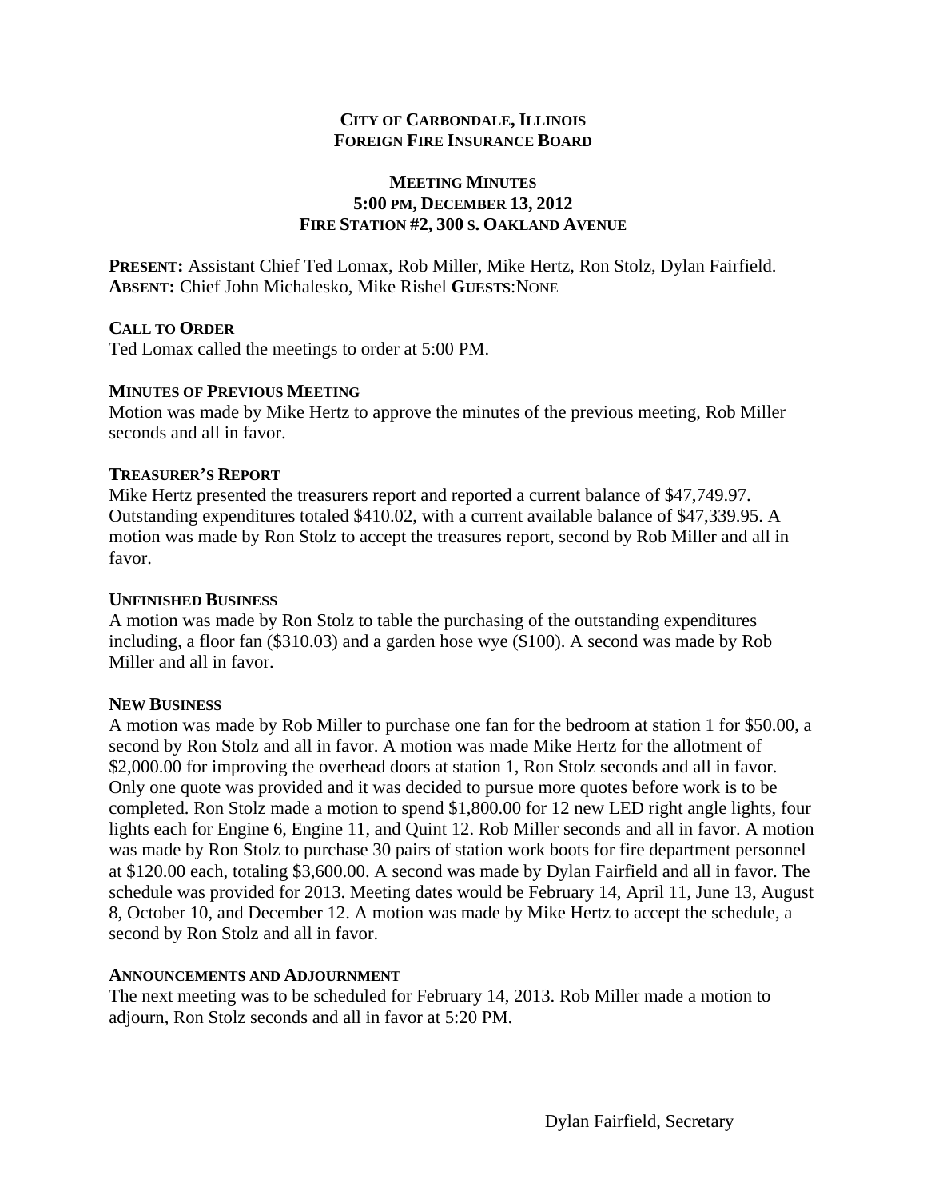**CITY OF CARBONDALE, ILLINOIS**
**FOREIGN FIRE INSURANCE BOARD**

**MEETING MINUTES**
**5:00 PM, DECEMBER 13, 2012**
**FIRE STATION #2, 300 S. OAKLAND AVENUE**

**PRESENT:** Assistant Chief Ted Lomax, Rob Miller, Mike Hertz, Ron Stolz, Dylan Fairfield.
**ABSENT:** Chief John Michalesko, Mike Rishel **GUESTS**:NONE

**CALL TO ORDER**
Ted Lomax called the meetings to order at 5:00 PM.

**MINUTES OF PREVIOUS MEETING**
Motion was made by Mike Hertz to approve the minutes of the previous meeting, Rob Miller seconds and all in favor.

**TREASURER'S REPORT**
Mike Hertz presented the treasurers report and reported a current balance of $47,749.97. Outstanding expenditures totaled $410.02, with a current available balance of $47,339.95. A motion was made by Ron Stolz to accept the treasures report, second by Rob Miller and all in favor.

**UNFINISHED BUSINESS**
A motion was made by Ron Stolz to table the purchasing of the outstanding expenditures including, a floor fan ($310.03) and a garden hose wye ($100). A second was made by Rob Miller and all in favor.

**NEW BUSINESS**
A motion was made by Rob Miller to purchase one fan for the bedroom at station 1 for $50.00, a second by Ron Stolz and all in favor. A motion was made Mike Hertz for the allotment of $2,000.00 for improving the overhead doors at station 1, Ron Stolz seconds and all in favor. Only one quote was provided and it was decided to pursue more quotes before work is to be completed. Ron Stolz made a motion to spend $1,800.00 for 12 new LED right angle lights, four lights each for Engine 6, Engine 11, and Quint 12. Rob Miller seconds and all in favor. A motion was made by Ron Stolz to purchase 30 pairs of station work boots for fire department personnel at $120.00 each, totaling $3,600.00. A second was made by Dylan Fairfield and all in favor. The schedule was provided for 2013. Meeting dates would be February 14, April 11, June 13, August 8, October 10, and December 12. A motion was made by Mike Hertz to accept the schedule, a second by Ron Stolz and all in favor.

**ANNOUNCEMENTS AND ADJOURNMENT**
The next meeting was to be scheduled for February 14, 2013. Rob Miller made a motion to adjourn, Ron Stolz seconds and all in favor at 5:20 PM.

\_\_\_\_\_\_\_\_\_\_\_\_\_\_\_\_\_\_\_\_\_\_\_\_\_\_\_\_\_\_
Dylan Fairfield, Secretary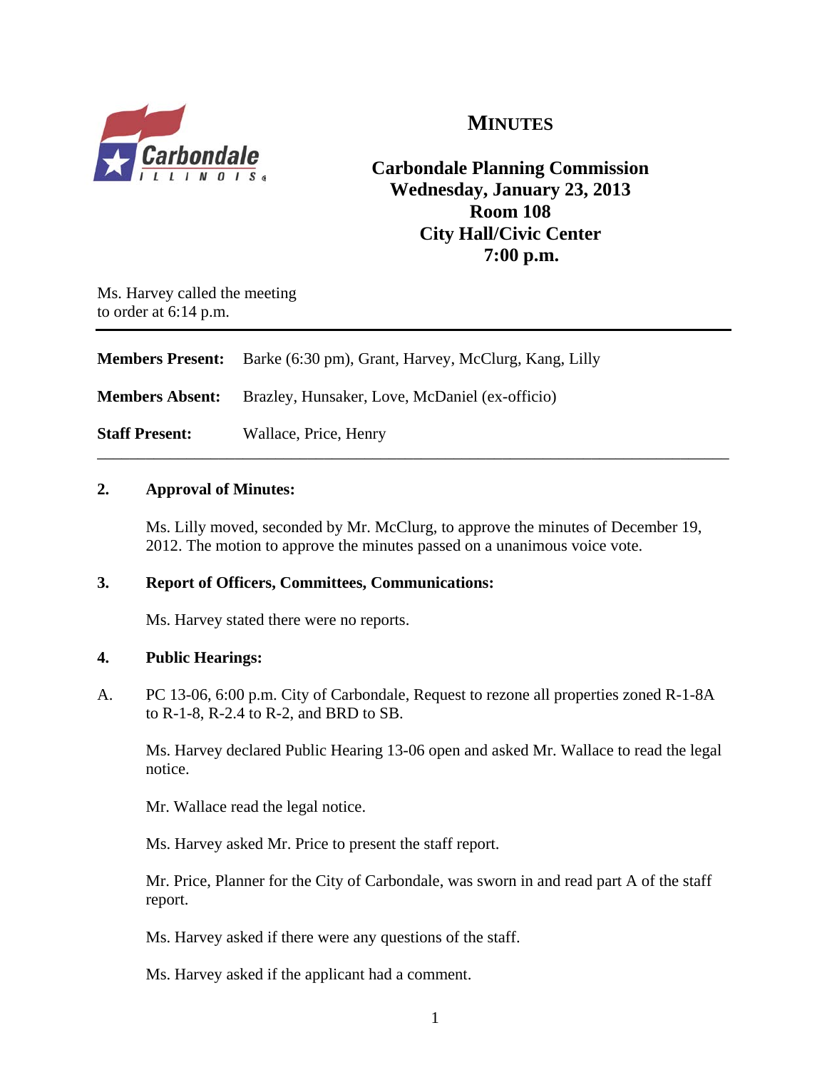# MINUTES

**Carbondale Planning Commission**
**Wednesday, January 23, 2013**
**Room 108**
**City Hall/Civic Center**
**7:00 p.m.**

Ms. Harvey called the meeting to order at 6:14 p.m.

---

**Members Present:** Barke (6:30 pm), Grant, Harvey, McClurg, Kang, Lilly

**Members Absent:** Brazley, Hunsaker, Love, McDaniel (ex-officio)

**Staff Present:** Wallace, Price, Henry

---

**2. Approval of Minutes:**

Ms. Lilly moved, seconded by Mr. McClurg, to approve the minutes of December 19, 2012. The motion to approve the minutes passed on a unanimous voice vote.

**3. Report of Officers, Committees, Communications:**

Ms. Harvey stated there were no reports.

**4. Public Hearings:**

A. PC 13-06, 6:00 p.m. City of Carbondale, Request to rezone all properties zoned R-1-8A to R-1-8, R-2.4 to R-2, and BRD to SB.

Ms. Harvey declared Public Hearing 13-06 open and asked Mr. Wallace to read the legal notice.

Mr. Wallace read the legal notice.

Ms. Harvey asked Mr. Price to present the staff report.

Mr. Price, Planner for the City of Carbondale, was sworn in and read part A of the staff report.

Ms. Harvey asked if there were any questions of the staff.

Ms. Harvey asked if the applicant had a comment.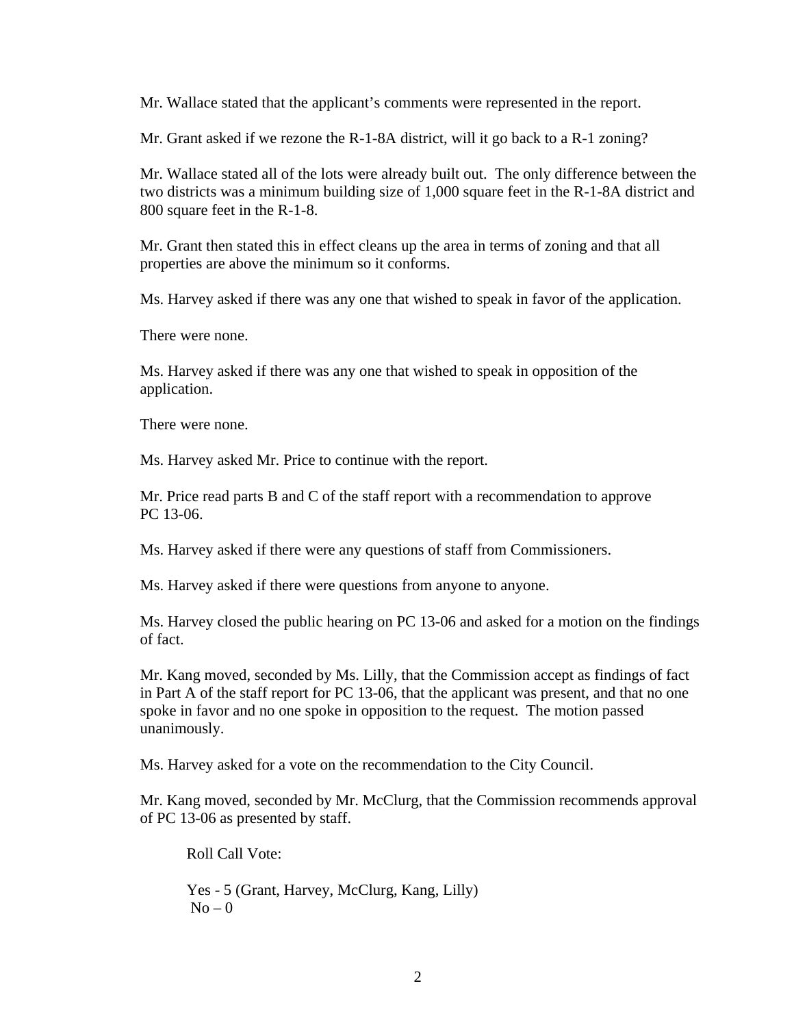Mr. Wallace stated that the applicant's comments were represented in the report.

Mr. Grant asked if we rezone the R-1-8A district, will it go back to a R-1 zoning?

Mr. Wallace stated all of the lots were already built out. The only difference between the two districts was a minimum building size of 1,000 square feet in the R-1-8A district and 800 square feet in the R-1-8.

Mr. Grant then stated this in effect cleans up the area in terms of zoning and that all properties are above the minimum so it conforms.

Ms. Harvey asked if there was any one that wished to speak in favor of the application.

There were none.

Ms. Harvey asked if there was any one that wished to speak in opposition of the application.

There were none.

Ms. Harvey asked Mr. Price to continue with the report.

Mr. Price read parts B and C of the staff report with a recommendation to approve PC 13-06.

Ms. Harvey asked if there were any questions of staff from Commissioners.

Ms. Harvey asked if there were questions from anyone to anyone.

Ms. Harvey closed the public hearing on PC 13-06 and asked for a motion on the findings of fact.

Mr. Kang moved, seconded by Ms. Lilly, that the Commission accept as findings of fact in Part A of the staff report for PC 13-06, that the applicant was present, and that no one spoke in favor and no one spoke in opposition to the request. The motion passed unanimously.

Ms. Harvey asked for a vote on the recommendation to the City Council.

Mr. Kang moved, seconded by Mr. McClurg, that the Commission recommends approval of PC 13-06 as presented by staff.

Roll Call Vote:

Yes - 5 (Grant, Harvey, McClurg, Kang, Lilly)
No – 0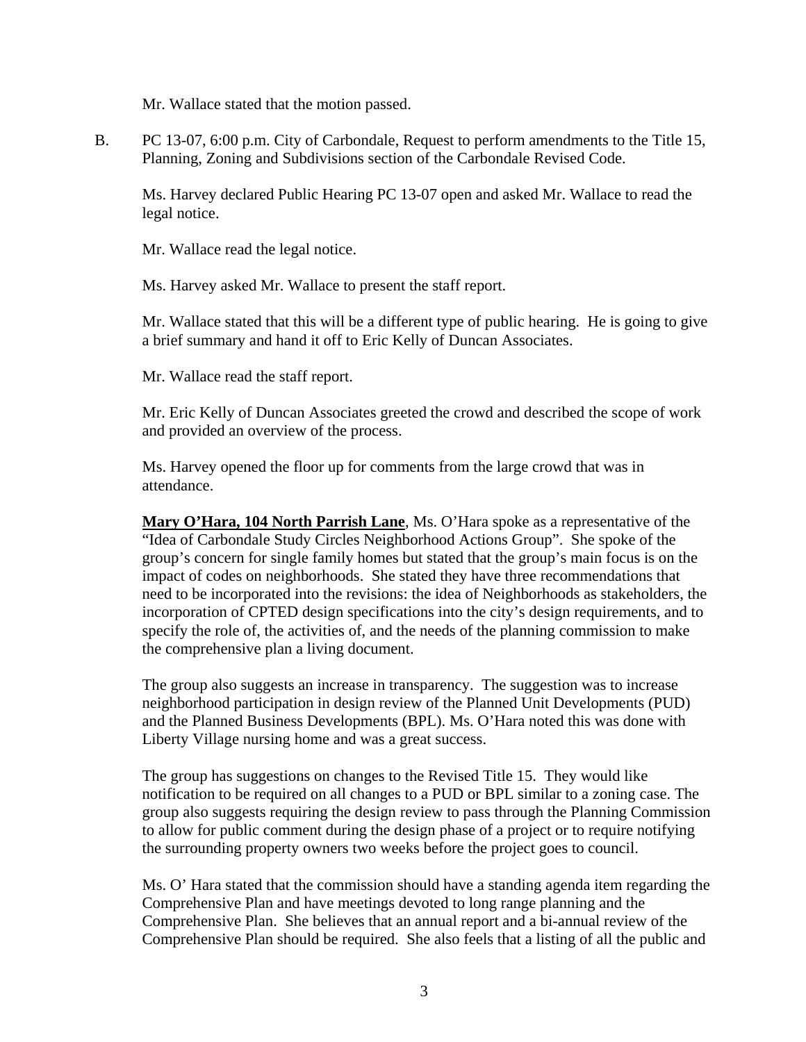Mr. Wallace stated that the motion passed.

B. PC 13-07, 6:00 p.m. City of Carbondale, Request to perform amendments to the Title 15, Planning, Zoning and Subdivisions section of the Carbondale Revised Code.

Ms. Harvey declared Public Hearing PC 13-07 open and asked Mr. Wallace to read the legal notice.

Mr. Wallace read the legal notice.

Ms. Harvey asked Mr. Wallace to present the staff report.

Mr. Wallace stated that this will be a different type of public hearing. He is going to give a brief summary and hand it off to Eric Kelly of Duncan Associates.

Mr. Wallace read the staff report.

Mr. Eric Kelly of Duncan Associates greeted the crowd and described the scope of work and provided an overview of the process.

Ms. Harvey opened the floor up for comments from the large crowd that was in attendance.

**Mary O'Hara, 104 North Parrish Lane**, Ms. O'Hara spoke as a representative of the "Idea of Carbondale Study Circles Neighborhood Actions Group". She spoke of the group's concern for single family homes but stated that the group's main focus is on the impact of codes on neighborhoods. She stated they have three recommendations that need to be incorporated into the revisions: the idea of Neighborhoods as stakeholders, the incorporation of CPTED design specifications into the city's design requirements, and to specify the role of, the activities of, and the needs of the planning commission to make the comprehensive plan a living document.

The group also suggests an increase in transparency. The suggestion was to increase neighborhood participation in design review of the Planned Unit Developments (PUD) and the Planned Business Developments (BPL). Ms. O'Hara noted this was done with Liberty Village nursing home and was a great success.

The group has suggestions on changes to the Revised Title 15. They would like notification to be required on all changes to a PUD or BPL similar to a zoning case. The group also suggests requiring the design review to pass through the Planning Commission to allow for public comment during the design phase of a project or to require notifying the surrounding property owners two weeks before the project goes to council.

Ms. O' Hara stated that the commission should have a standing agenda item regarding the Comprehensive Plan and have meetings devoted to long range planning and the Comprehensive Plan. She believes that an annual report and a bi-annual review of the Comprehensive Plan should be required. She also feels that a listing of all the public and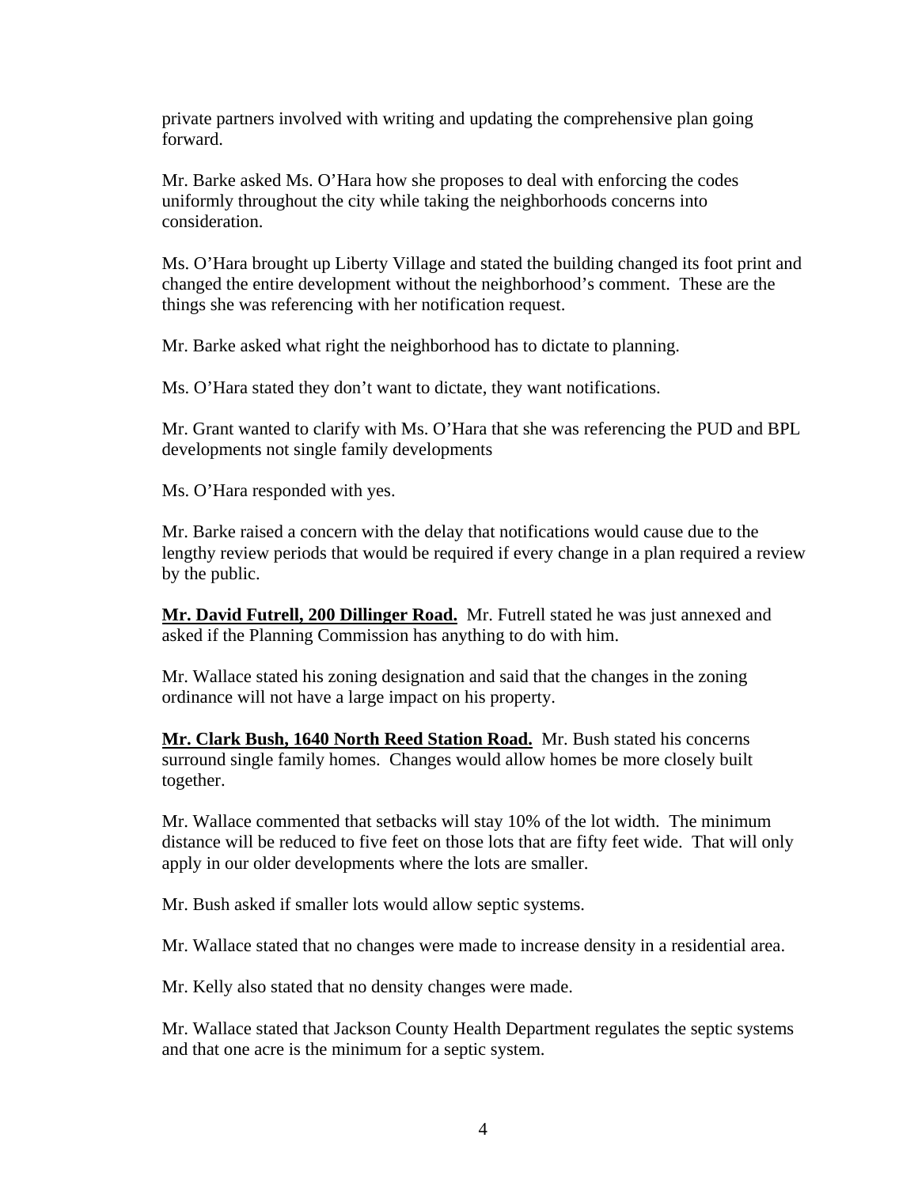private partners involved with writing and updating the comprehensive plan going forward.

Mr. Barke asked Ms. O'Hara how she proposes to deal with enforcing the codes uniformly throughout the city while taking the neighborhoods concerns into consideration.

Ms. O'Hara brought up Liberty Village and stated the building changed its foot print and changed the entire development without the neighborhood's comment. These are the things she was referencing with her notification request.

Mr. Barke asked what right the neighborhood has to dictate to planning.

Ms. O'Hara stated they don't want to dictate, they want notifications.

Mr. Grant wanted to clarify with Ms. O'Hara that she was referencing the PUD and BPL developments not single family developments

Ms. O'Hara responded with yes.

Mr. Barke raised a concern with the delay that notifications would cause due to the lengthy review periods that would be required if every change in a plan required a review by the public.

**Mr. David Futrell, 200 Dillinger Road.** Mr. Futrell stated he was just annexed and asked if the Planning Commission has anything to do with him.

Mr. Wallace stated his zoning designation and said that the changes in the zoning ordinance will not have a large impact on his property.

**Mr. Clark Bush, 1640 North Reed Station Road.** Mr. Bush stated his concerns surround single family homes. Changes would allow homes be more closely built together.

Mr. Wallace commented that setbacks will stay 10% of the lot width. The minimum distance will be reduced to five feet on those lots that are fifty feet wide. That will only apply in our older developments where the lots are smaller.

Mr. Bush asked if smaller lots would allow septic systems.

Mr. Wallace stated that no changes were made to increase density in a residential area.

Mr. Kelly also stated that no density changes were made.

Mr. Wallace stated that Jackson County Health Department regulates the septic systems and that one acre is the minimum for a septic system.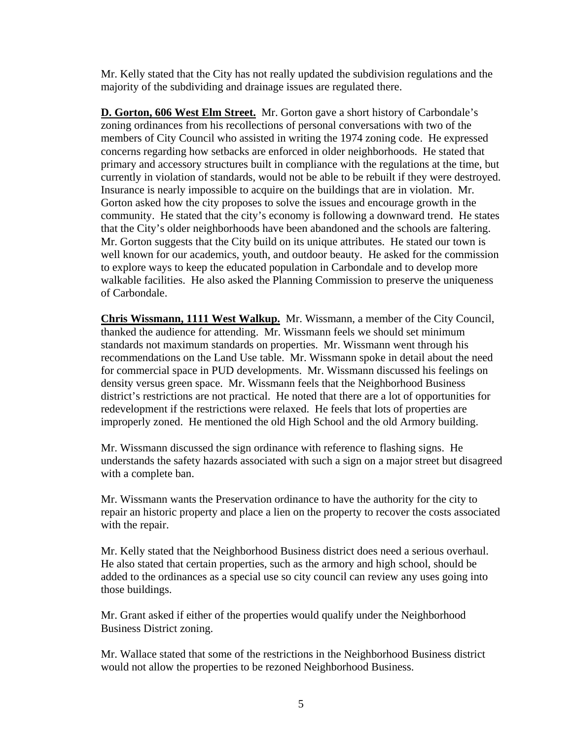Mr. Kelly stated that the City has not really updated the subdivision regulations and the majority of the subdividing and drainage issues are regulated there.

**D. Gorton, 606 West Elm Street.** Mr. Gorton gave a short history of Carbondale's zoning ordinances from his recollections of personal conversations with two of the members of City Council who assisted in writing the 1974 zoning code. He expressed concerns regarding how setbacks are enforced in older neighborhoods. He stated that primary and accessory structures built in compliance with the regulations at the time, but currently in violation of standards, would not be able to be rebuilt if they were destroyed. Insurance is nearly impossible to acquire on the buildings that are in violation. Mr. Gorton asked how the city proposes to solve the issues and encourage growth in the community. He stated that the city's economy is following a downward trend. He states that the City's older neighborhoods have been abandoned and the schools are faltering. Mr. Gorton suggests that the City build on its unique attributes. He stated our town is well known for our academics, youth, and outdoor beauty. He asked for the commission to explore ways to keep the educated population in Carbondale and to develop more walkable facilities. He also asked the Planning Commission to preserve the uniqueness of Carbondale.

**Chris Wissmann, 1111 West Walkup.** Mr. Wissmann, a member of the City Council, thanked the audience for attending. Mr. Wissmann feels we should set minimum standards not maximum standards on properties. Mr. Wissmann went through his recommendations on the Land Use table. Mr. Wissmann spoke in detail about the need for commercial space in PUD developments. Mr. Wissmann discussed his feelings on density versus green space. Mr. Wissmann feels that the Neighborhood Business district's restrictions are not practical. He noted that there are a lot of opportunities for redevelopment if the restrictions were relaxed. He feels that lots of properties are improperly zoned. He mentioned the old High School and the old Armory building.

Mr. Wissmann discussed the sign ordinance with reference to flashing signs. He understands the safety hazards associated with such a sign on a major street but disagreed with a complete ban.

Mr. Wissmann wants the Preservation ordinance to have the authority for the city to repair an historic property and place a lien on the property to recover the costs associated with the repair.

Mr. Kelly stated that the Neighborhood Business district does need a serious overhaul. He also stated that certain properties, such as the armory and high school, should be added to the ordinances as a special use so city council can review any uses going into those buildings.

Mr. Grant asked if either of the properties would qualify under the Neighborhood Business District zoning.

Mr. Wallace stated that some of the restrictions in the Neighborhood Business district would not allow the properties to be rezoned Neighborhood Business.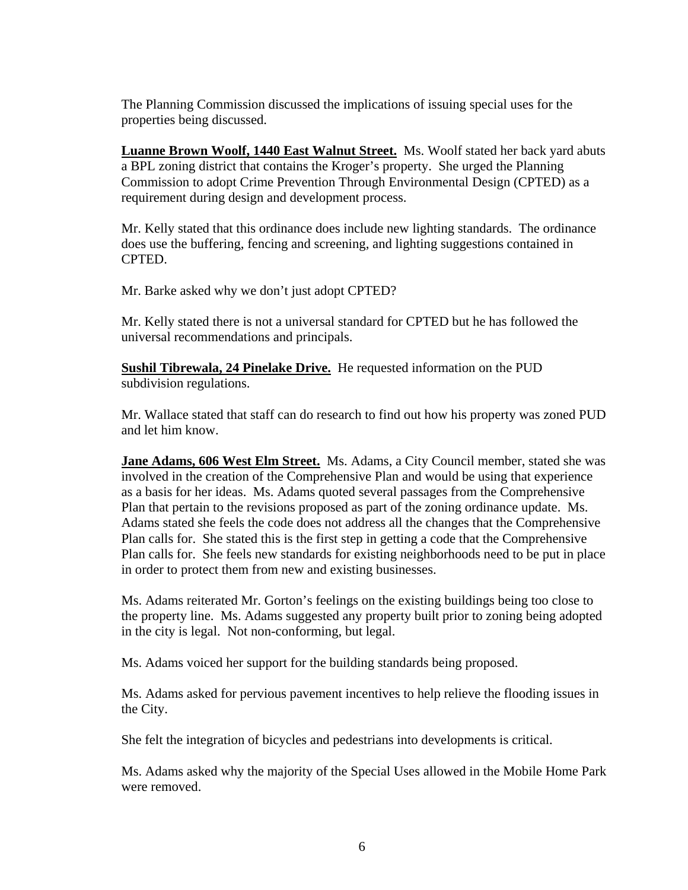The Planning Commission discussed the implications of issuing special uses for the properties being discussed.

**<u>Luanne Brown Woolf, 1440 East Walnut Street.</u>** Ms. Woolf stated her back yard abuts a BPL zoning district that contains the Kroger's property. She urged the Planning Commission to adopt Crime Prevention Through Environmental Design (CPTED) as a requirement during design and development process.

Mr. Kelly stated that this ordinance does include new lighting standards. The ordinance does use the buffering, fencing and screening, and lighting suggestions contained in CPTED.

Mr. Barke asked why we don't just adopt CPTED?

Mr. Kelly stated there is not a universal standard for CPTED but he has followed the universal recommendations and principals.

**<u>Sushil Tibrewala, 24 Pinelake Drive.</u>** He requested information on the PUD subdivision regulations.

Mr. Wallace stated that staff can do research to find out how his property was zoned PUD and let him know.

**<u>Jane Adams, 606 West Elm Street.</u>** Ms. Adams, a City Council member, stated she was involved in the creation of the Comprehensive Plan and would be using that experience as a basis for her ideas. Ms. Adams quoted several passages from the Comprehensive Plan that pertain to the revisions proposed as part of the zoning ordinance update. Ms. Adams stated she feels the code does not address all the changes that the Comprehensive Plan calls for. She stated this is the first step in getting a code that the Comprehensive Plan calls for. She feels new standards for existing neighborhoods need to be put in place in order to protect them from new and existing businesses.

Ms. Adams reiterated Mr. Gorton's feelings on the existing buildings being too close to the property line. Ms. Adams suggested any property built prior to zoning being adopted in the city is legal. Not non-conforming, but legal.

Ms. Adams voiced her support for the building standards being proposed.

Ms. Adams asked for pervious pavement incentives to help relieve the flooding issues in the City.

She felt the integration of bicycles and pedestrians into developments is critical.

Ms. Adams asked why the majority of the Special Uses allowed in the Mobile Home Park were removed.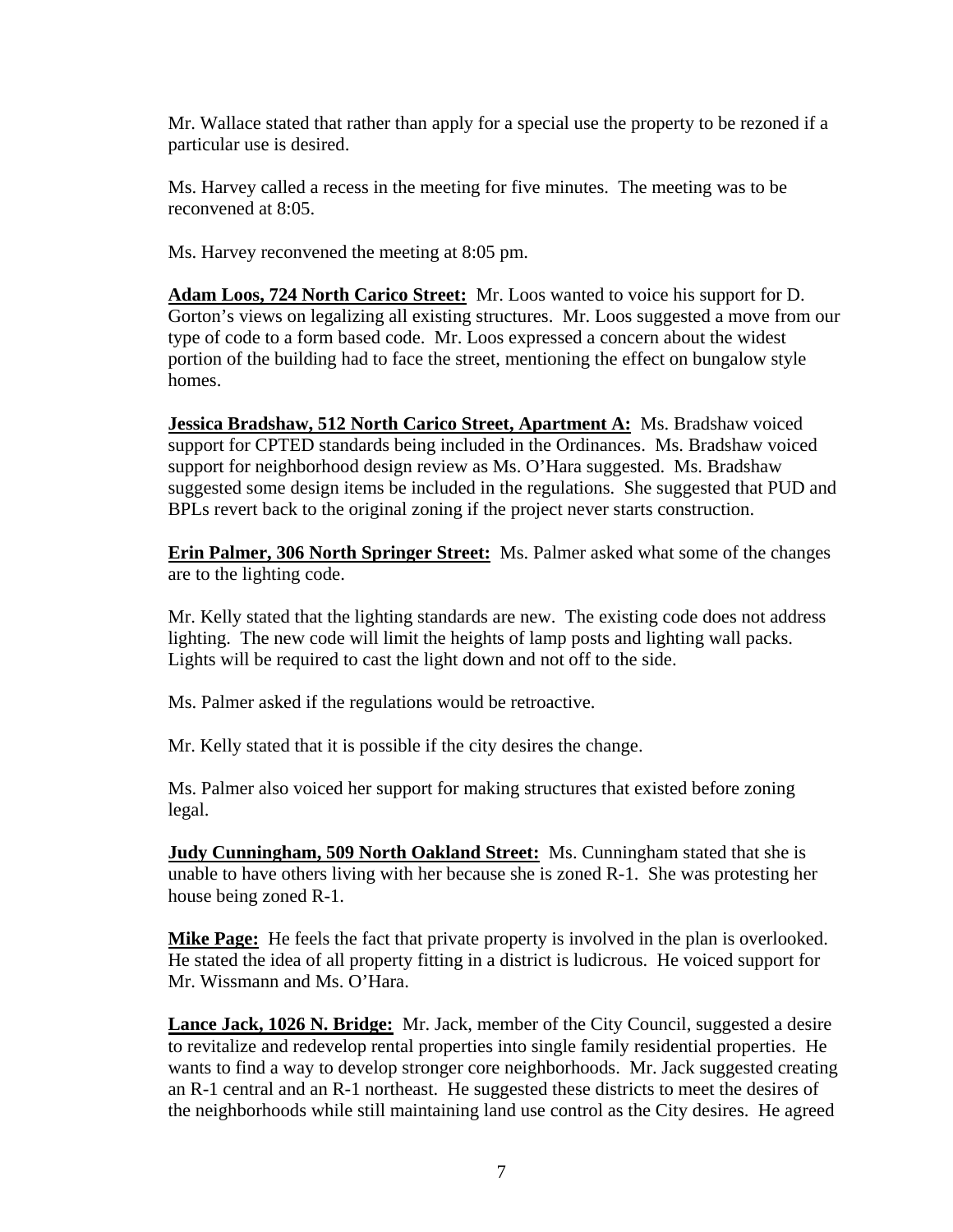Mr. Wallace stated that rather than apply for a special use the property to be rezoned if a particular use is desired.

Ms. Harvey called a recess in the meeting for five minutes. The meeting was to be reconvened at 8:05.

Ms. Harvey reconvened the meeting at 8:05 pm.

**Adam Loos, 724 North Carico Street:** Mr. Loos wanted to voice his support for D. Gorton's views on legalizing all existing structures. Mr. Loos suggested a move from our type of code to a form based code. Mr. Loos expressed a concern about the widest portion of the building had to face the street, mentioning the effect on bungalow style homes.

**Jessica Bradshaw, 512 North Carico Street, Apartment A:** Ms. Bradshaw voiced support for CPTED standards being included in the Ordinances. Ms. Bradshaw voiced support for neighborhood design review as Ms. O'Hara suggested. Ms. Bradshaw suggested some design items be included in the regulations. She suggested that PUD and BPLs revert back to the original zoning if the project never starts construction.

**Erin Palmer, 306 North Springer Street:** Ms. Palmer asked what some of the changes are to the lighting code.

Mr. Kelly stated that the lighting standards are new. The existing code does not address lighting. The new code will limit the heights of lamp posts and lighting wall packs. Lights will be required to cast the light down and not off to the side.

Ms. Palmer asked if the regulations would be retroactive.

Mr. Kelly stated that it is possible if the city desires the change.

Ms. Palmer also voiced her support for making structures that existed before zoning legal.

**Judy Cunningham, 509 North Oakland Street:** Ms. Cunningham stated that she is unable to have others living with her because she is zoned R-1. She was protesting her house being zoned R-1.

**Mike Page:** He feels the fact that private property is involved in the plan is overlooked. He stated the idea of all property fitting in a district is ludicrous. He voiced support for Mr. Wissmann and Ms. O'Hara.

**Lance Jack, 1026 N. Bridge:** Mr. Jack, member of the City Council, suggested a desire to revitalize and redevelop rental properties into single family residential properties. He wants to find a way to develop stronger core neighborhoods. Mr. Jack suggested creating an R-1 central and an R-1 northeast. He suggested these districts to meet the desires of the neighborhoods while still maintaining land use control as the City desires. He agreed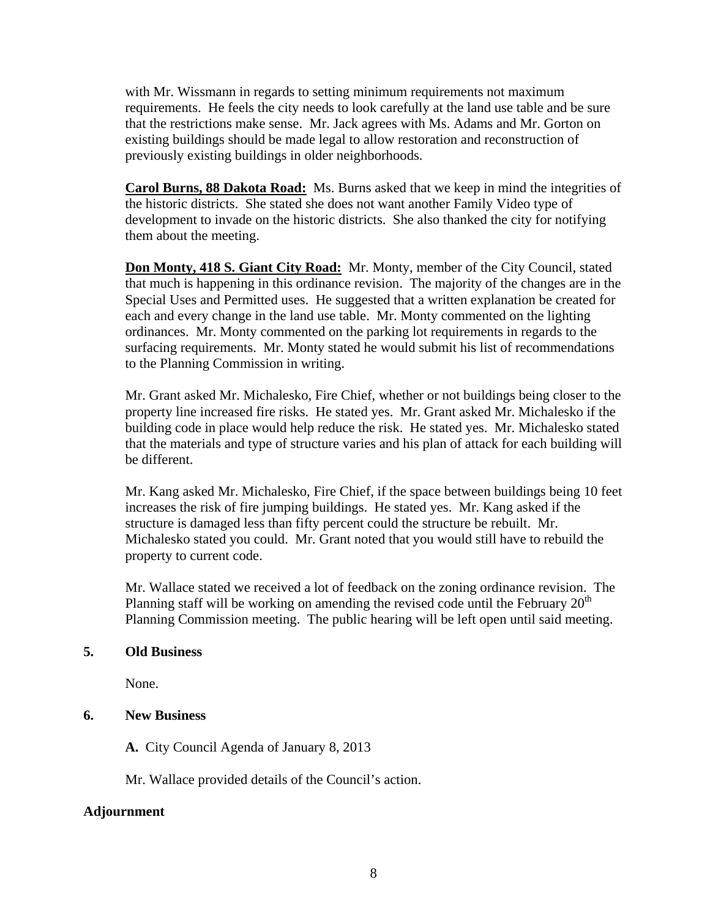with Mr. Wissmann in regards to setting minimum requirements not maximum requirements. He feels the city needs to look carefully at the land use table and be sure that the restrictions make sense. Mr. Jack agrees with Ms. Adams and Mr. Gorton on existing buildings should be made legal to allow restoration and reconstruction of previously existing buildings in older neighborhoods.

**Carol Burns, 88 Dakota Road:** Ms. Burns asked that we keep in mind the integrities of the historic districts. She stated she does not want another Family Video type of development to invade on the historic districts. She also thanked the city for notifying them about the meeting.

**Don Monty, 418 S. Giant City Road:** Mr. Monty, member of the City Council, stated that much is happening in this ordinance revision. The majority of the changes are in the Special Uses and Permitted uses. He suggested that a written explanation be created for each and every change in the land use table. Mr. Monty commented on the lighting ordinances. Mr. Monty commented on the parking lot requirements in regards to the surfacing requirements. Mr. Monty stated he would submit his list of recommendations to the Planning Commission in writing.

Mr. Grant asked Mr. Michalesko, Fire Chief, whether or not buildings being closer to the property line increased fire risks. He stated yes. Mr. Grant asked Mr. Michalesko if the building code in place would help reduce the risk. He stated yes. Mr. Michalesko stated that the materials and type of structure varies and his plan of attack for each building will be different.

Mr. Kang asked Mr. Michalesko, Fire Chief, if the space between buildings being 10 feet increases the risk of fire jumping buildings. He stated yes. Mr. Kang asked if the structure is damaged less than fifty percent could the structure be rebuilt. Mr. Michalesko stated you could. Mr. Grant noted that you would still have to rebuild the property to current code.

Mr. Wallace stated we received a lot of feedback on the zoning ordinance revision. The Planning staff will be working on amending the revised code until the February 20th Planning Commission meeting. The public hearing will be left open until said meeting.

## 5. Old Business

None.

## 6. New Business

**A.** City Council Agenda of January 8, 2013

Mr. Wallace provided details of the Council's action.

## Adjournment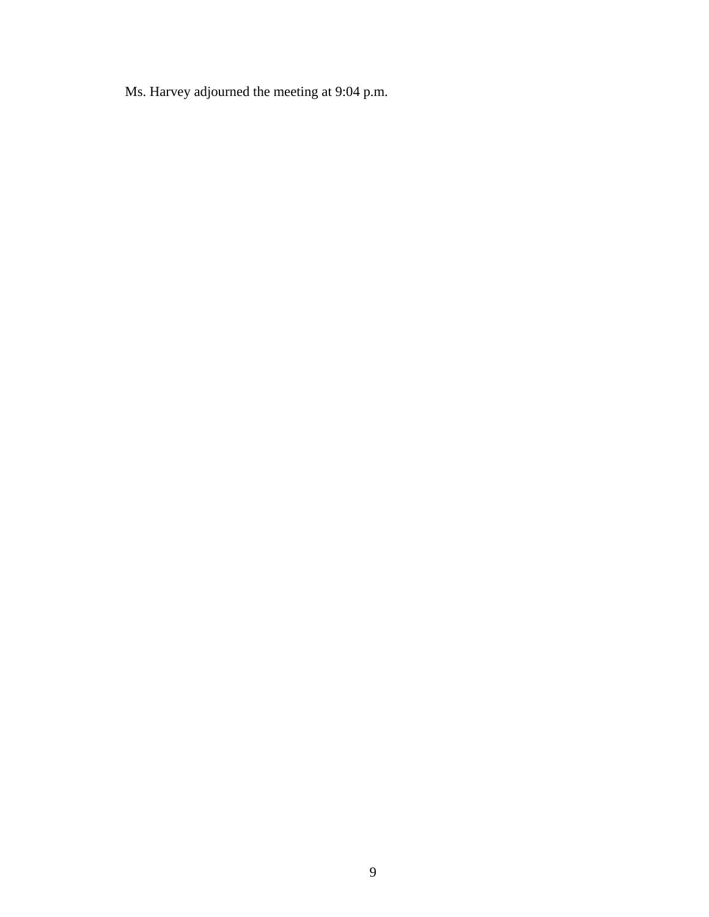Ms. Harvey adjourned the meeting at 9:04 p.m.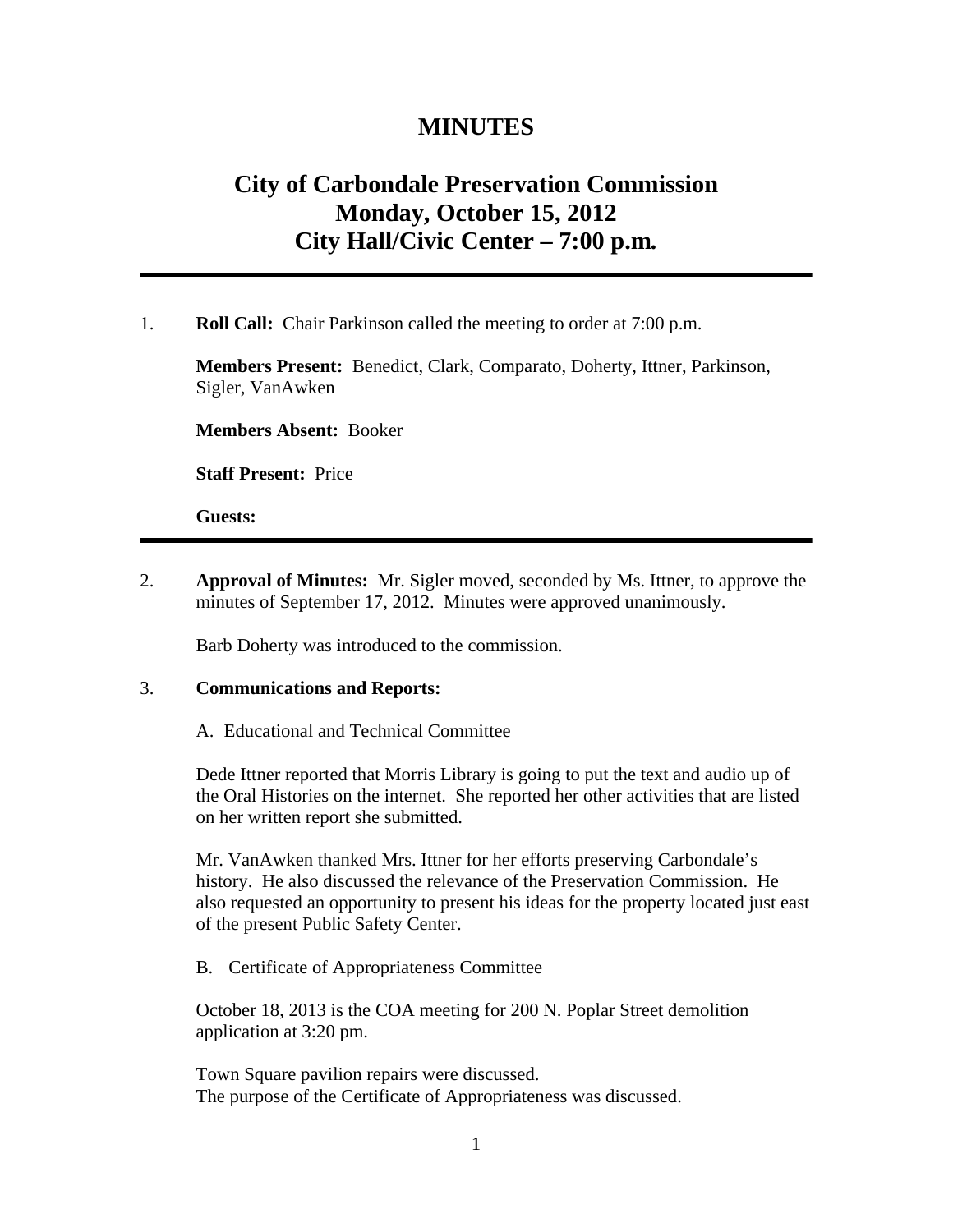# MINUTES

## City of Carbondale Preservation Commission
## Monday, October 15, 2012
## City Hall/Civic Center – 7:00 p.m.

---

1. **Roll Call:** Chair Parkinson called the meeting to order at 7:00 p.m.

   **Members Present:** Benedict, Clark, Comparato, Doherty, Ittner, Parkinson, Sigler, VanAwken

   **Members Absent:** Booker

   **Staff Present:** Price

   **Guests:**

---

2. **Approval of Minutes:** Mr. Sigler moved, seconded by Ms. Ittner, to approve the minutes of September 17, 2012. Minutes were approved unanimously.

   Barb Doherty was introduced to the commission.

3. **Communications and Reports:**

   A. Educational and Technical Committee

   Dede Ittner reported that Morris Library is going to put the text and audio up of the Oral Histories on the internet. She reported her other activities that are listed on her written report she submitted.

   Mr. VanAwken thanked Mrs. Ittner for her efforts preserving Carbondale's history. He also discussed the relevance of the Preservation Commission. He also requested an opportunity to present his ideas for the property located just east of the present Public Safety Center.

   B. Certificate of Appropriateness Committee

   October 18, 2013 is the COA meeting for 200 N. Poplar Street demolition application at 3:20 pm.

   Town Square pavilion repairs were discussed.
   The purpose of the Certificate of Appropriateness was discussed.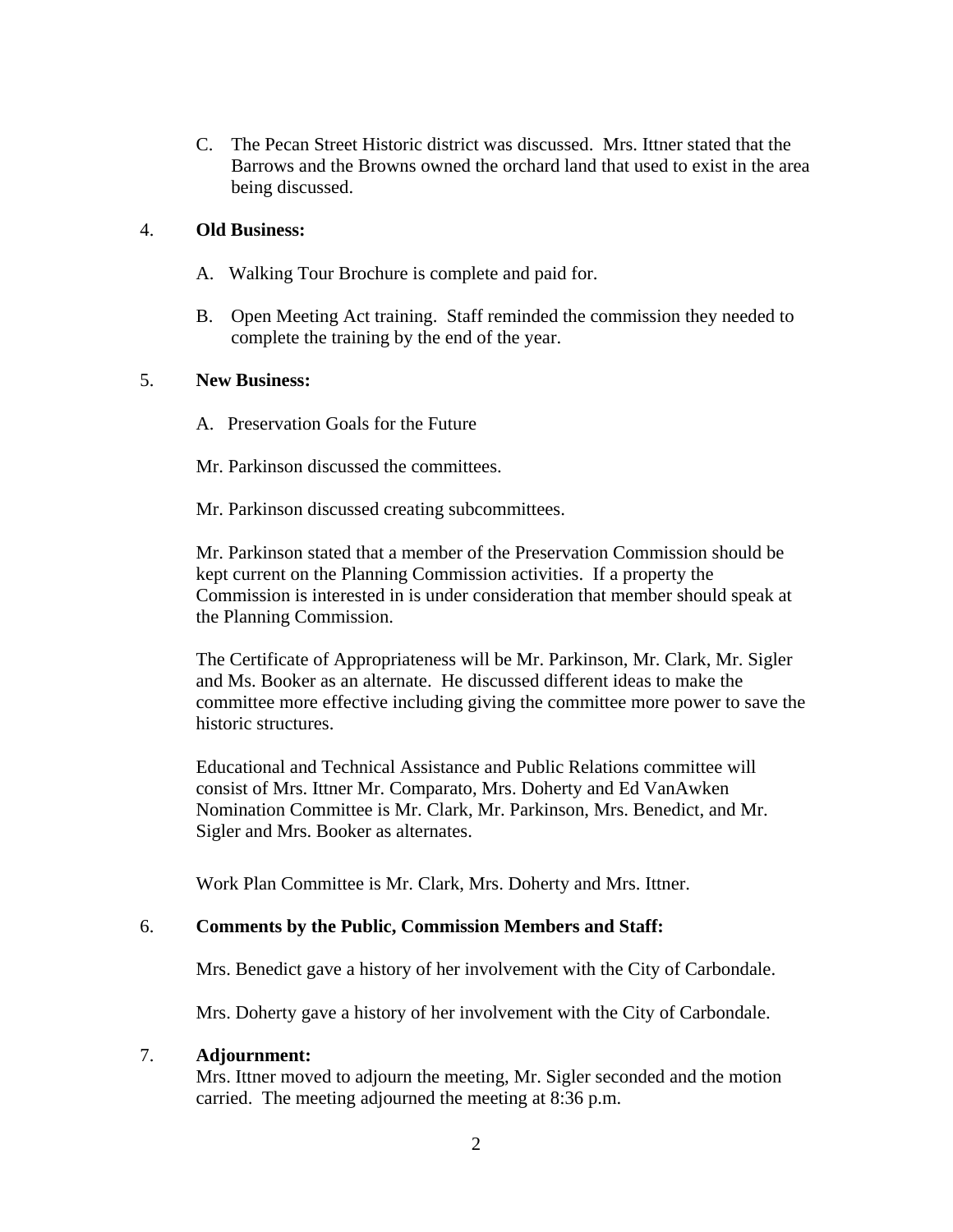C. The Pecan Street Historic district was discussed. Mrs. Ittner stated that the Barrows and the Browns owned the orchard land that used to exist in the area being discussed.

4. **Old Business:**

A. Walking Tour Brochure is complete and paid for.

B. Open Meeting Act training. Staff reminded the commission they needed to complete the training by the end of the year.

5. **New Business:**

A. Preservation Goals for the Future

Mr. Parkinson discussed the committees.

Mr. Parkinson discussed creating subcommittees.

Mr. Parkinson stated that a member of the Preservation Commission should be kept current on the Planning Commission activities. If a property the Commission is interested in is under consideration that member should speak at the Planning Commission.

The Certificate of Appropriateness will be Mr. Parkinson, Mr. Clark, Mr. Sigler and Ms. Booker as an alternate. He discussed different ideas to make the committee more effective including giving the committee more power to save the historic structures.

Educational and Technical Assistance and Public Relations committee will consist of Mrs. Ittner Mr. Comparato, Mrs. Doherty and Ed VanAwken Nomination Committee is Mr. Clark, Mr. Parkinson, Mrs. Benedict, and Mr. Sigler and Mrs. Booker as alternates.

Work Plan Committee is Mr. Clark, Mrs. Doherty and Mrs. Ittner.

6. **Comments by the Public, Commission Members and Staff:**

Mrs. Benedict gave a history of her involvement with the City of Carbondale.

Mrs. Doherty gave a history of her involvement with the City of Carbondale.

7. **Adjournment:**
Mrs. Ittner moved to adjourn the meeting, Mr. Sigler seconded and the motion carried. The meeting adjourned the meeting at 8:36 p.m.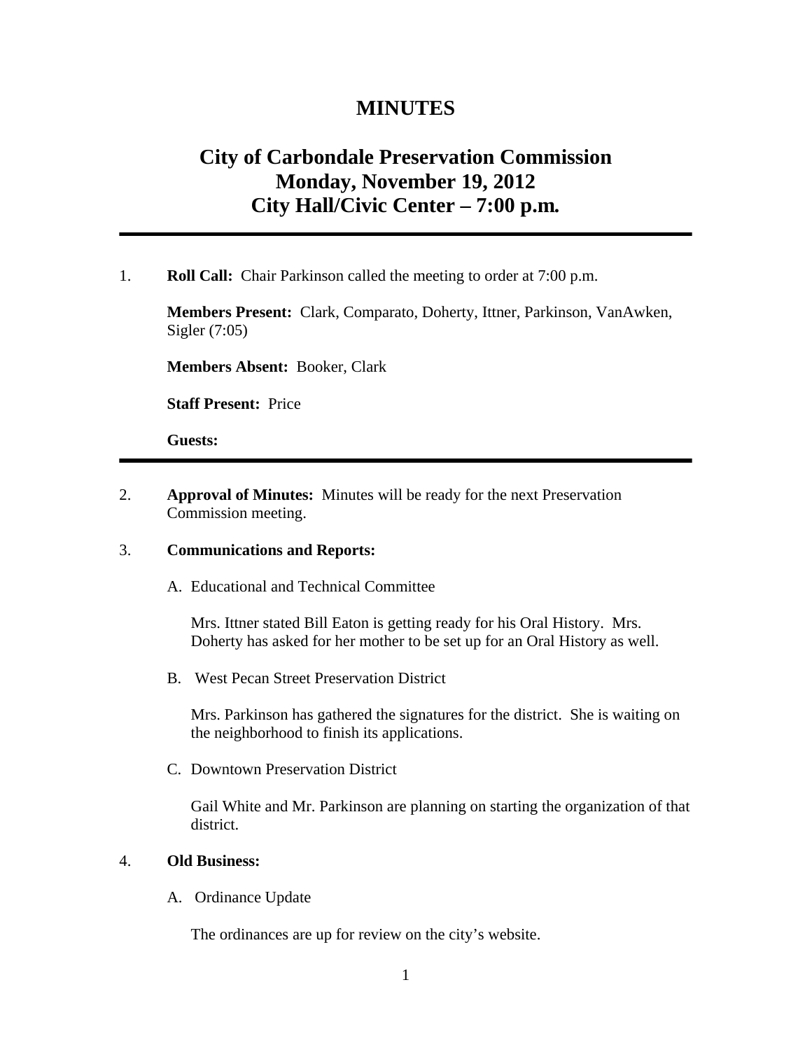# MINUTES

## City of Carbondale Preservation Commission
## Monday, November 19, 2012
## City Hall/Civic Center – 7:00 p.m.

---

1. **Roll Call:** Chair Parkinson called the meeting to order at 7:00 p.m.

   **Members Present:** Clark, Comparato, Doherty, Ittner, Parkinson, VanAwken, Sigler (7:05)

   **Members Absent:** Booker, Clark

   **Staff Present:** Price

   **Guests:**

---

2. **Approval of Minutes:** Minutes will be ready for the next Preservation Commission meeting.

3. **Communications and Reports:**

   A. Educational and Technical Committee

   Mrs. Ittner stated Bill Eaton is getting ready for his Oral History. Mrs. Doherty has asked for her mother to be set up for an Oral History as well.

   B. West Pecan Street Preservation District

   Mrs. Parkinson has gathered the signatures for the district. She is waiting on the neighborhood to finish its applications.

   C. Downtown Preservation District

   Gail White and Mr. Parkinson are planning on starting the organization of that district.

4. **Old Business:**

   A. Ordinance Update

   The ordinances are up for review on the city's website.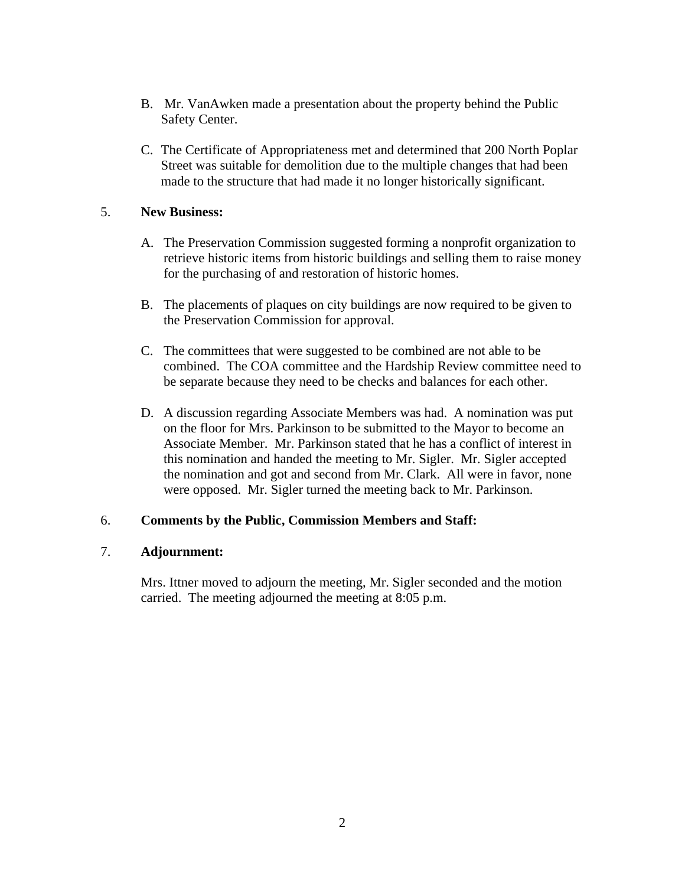B. Mr. VanAwken made a presentation about the property behind the Public Safety Center.

C. The Certificate of Appropriateness met and determined that 200 North Poplar Street was suitable for demolition due to the multiple changes that had been made to the structure that had made it no longer historically significant.

5. **New Business:**

A. The Preservation Commission suggested forming a nonprofit organization to retrieve historic items from historic buildings and selling them to raise money for the purchasing of and restoration of historic homes.

B. The placements of plaques on city buildings are now required to be given to the Preservation Commission for approval.

C. The committees that were suggested to be combined are not able to be combined. The COA committee and the Hardship Review committee need to be separate because they need to be checks and balances for each other.

D. A discussion regarding Associate Members was had. A nomination was put on the floor for Mrs. Parkinson to be submitted to the Mayor to become an Associate Member. Mr. Parkinson stated that he has a conflict of interest in this nomination and handed the meeting to Mr. Sigler. Mr. Sigler accepted the nomination and got and second from Mr. Clark. All were in favor, none were opposed. Mr. Sigler turned the meeting back to Mr. Parkinson.

6. **Comments by the Public, Commission Members and Staff:**

7. **Adjournment:**

Mrs. Ittner moved to adjourn the meeting, Mr. Sigler seconded and the motion carried. The meeting adjourned the meeting at 8:05 p.m.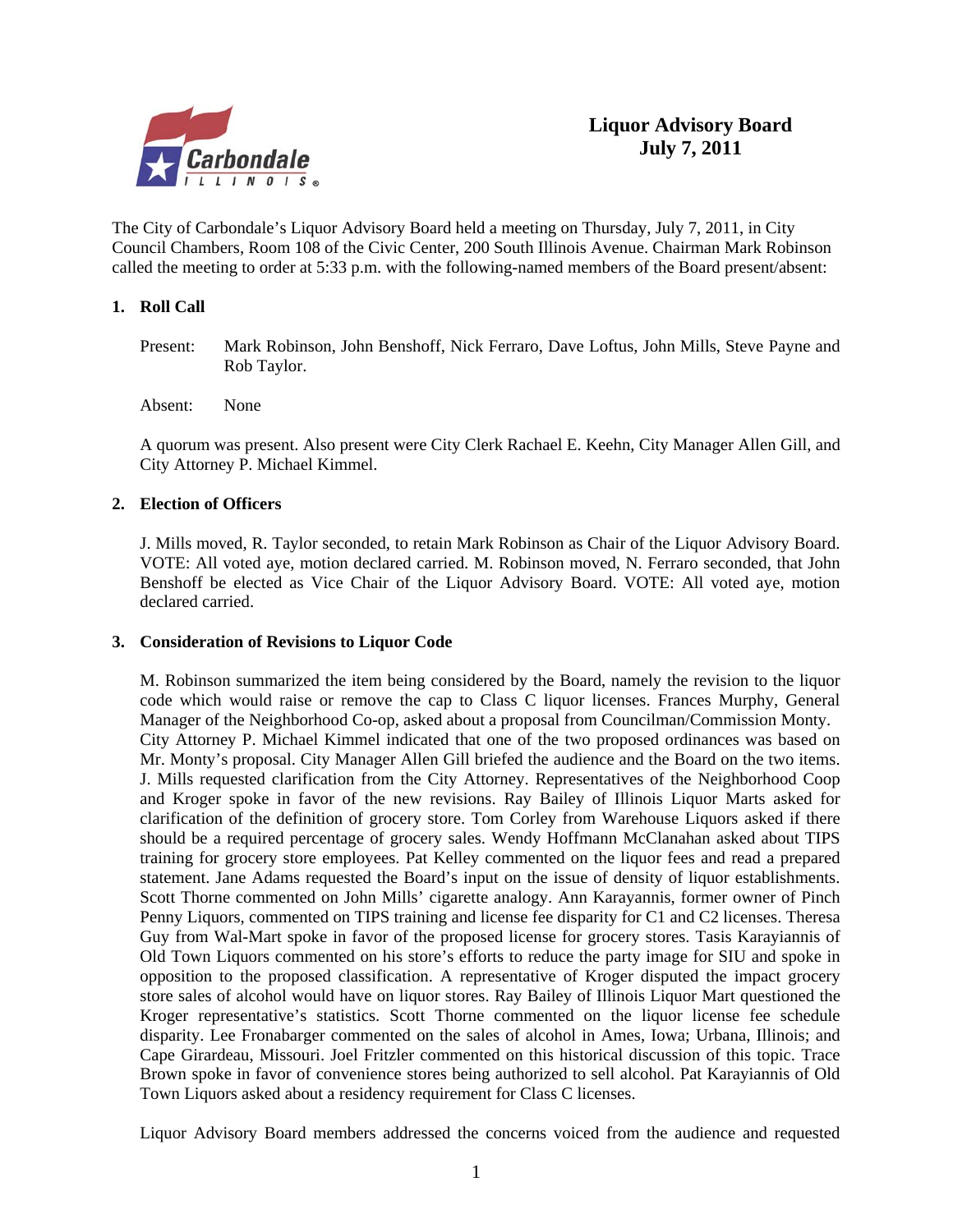# Liquor Advisory Board
## July 7, 2011

The City of Carbondale's Liquor Advisory Board held a meeting on Thursday, July 7, 2011, in City Council Chambers, Room 108 of the Civic Center, 200 South Illinois Avenue. Chairman Mark Robinson called the meeting to order at 5:33 p.m. with the following-named members of the Board present/absent:

### 1. Roll Call

Present: Mark Robinson, John Benshoff, Nick Ferraro, Dave Loftus, John Mills, Steve Payne and Rob Taylor.

Absent: None

A quorum was present. Also present were City Clerk Rachael E. Keehn, City Manager Allen Gill, and City Attorney P. Michael Kimmel.

### 2. Election of Officers

J. Mills moved, R. Taylor seconded, to retain Mark Robinson as Chair of the Liquor Advisory Board. VOTE: All voted aye, motion declared carried. M. Robinson moved, N. Ferraro seconded, that John Benshoff be elected as Vice Chair of the Liquor Advisory Board. VOTE: All voted aye, motion declared carried.

### 3. Consideration of Revisions to Liquor Code

M. Robinson summarized the item being considered by the Board, namely the revision to the liquor code which would raise or remove the cap to Class C liquor licenses. Frances Murphy, General Manager of the Neighborhood Co-op, asked about a proposal from Councilman/Commission Monty. City Attorney P. Michael Kimmel indicated that one of the two proposed ordinances was based on Mr. Monty's proposal. City Manager Allen Gill briefed the audience and the Board on the two items. J. Mills requested clarification from the City Attorney. Representatives of the Neighborhood Coop and Kroger spoke in favor of the new revisions. Ray Bailey of Illinois Liquor Marts asked for clarification of the definition of grocery store. Tom Corley from Warehouse Liquors asked if there should be a required percentage of grocery sales. Wendy Hoffmann McClanahan asked about TIPS training for grocery store employees. Pat Kelley commented on the liquor fees and read a prepared statement. Jane Adams requested the Board's input on the issue of density of liquor establishments. Scott Thorne commented on John Mills' cigarette analogy. Ann Karayannis, former owner of Pinch Penny Liquors, commented on TIPS training and license fee disparity for C1 and C2 licenses. Theresa Guy from Wal-Mart spoke in favor of the proposed license for grocery stores. Tasis Karayiannis of Old Town Liquors commented on his store's efforts to reduce the party image for SIU and spoke in opposition to the proposed classification. A representative of Kroger disputed the impact grocery store sales of alcohol would have on liquor stores. Ray Bailey of Illinois Liquor Mart questioned the Kroger representative's statistics. Scott Thorne commented on the liquor license fee schedule disparity. Lee Fronabarger commented on the sales of alcohol in Ames, Iowa; Urbana, Illinois; and Cape Girardeau, Missouri. Joel Fritzler commented on this historical discussion of this topic. Trace Brown spoke in favor of convenience stores being authorized to sell alcohol. Pat Karayiannis of Old Town Liquors asked about a residency requirement for Class C licenses.

Liquor Advisory Board members addressed the concerns voiced from the audience and requested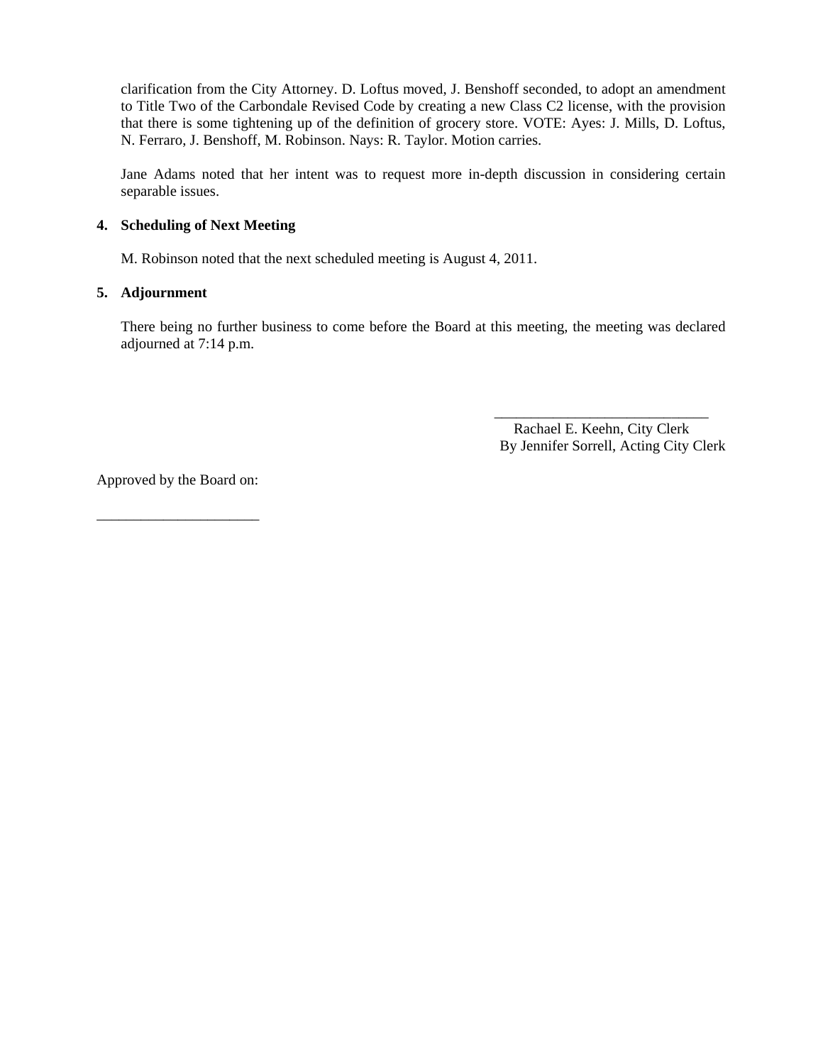clarification from the City Attorney. D. Loftus moved, J. Benshoff seconded, to adopt an amendment to Title Two of the Carbondale Revised Code by creating a new Class C2 license, with the provision that there is some tightening up of the definition of grocery store. VOTE: Ayes: J. Mills, D. Loftus, N. Ferraro, J. Benshoff, M. Robinson. Nays: R. Taylor. Motion carries.

Jane Adams noted that her intent was to request more in-depth discussion in considering certain separable issues.

**4. Scheduling of Next Meeting**

M. Robinson noted that the next scheduled meeting is August 4, 2011.

**5. Adjournment**

There being no further business to come before the Board at this meeting, the meeting was declared adjourned at 7:14 p.m.

\_\_\_\_\_\_\_\_\_\_\_\_\_\_\_\_\_\_\_\_\_\_\_\_\_\_\_\_\_\_
Rachael E. Keehn, City Clerk
By Jennifer Sorrell, Acting City Clerk

Approved by the Board on:

\_\_\_\_\_\_\_\_\_\_\_\_\_\_\_\_\_\_\_\_\_\_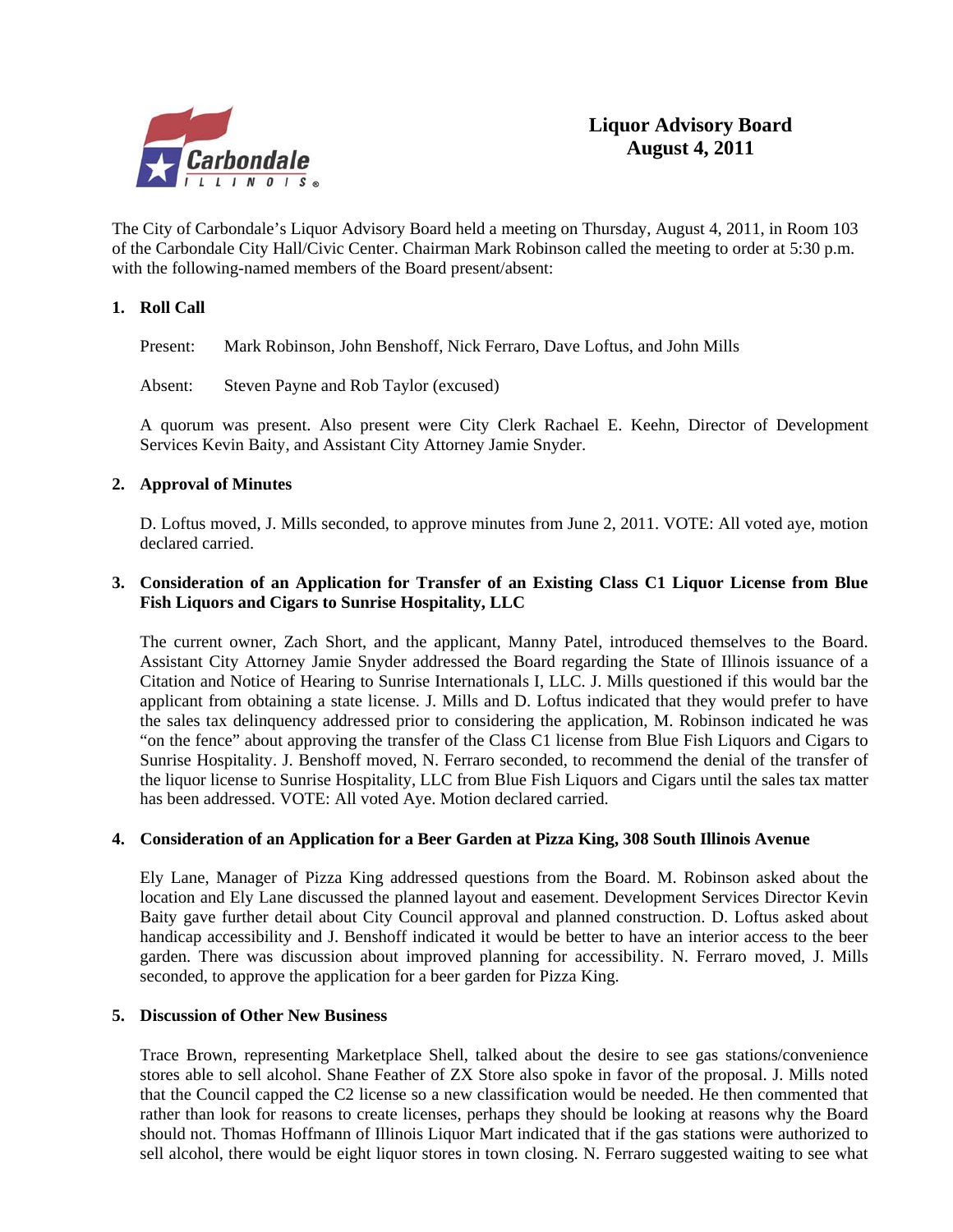# Liquor Advisory Board
## August 4, 2011

The City of Carbondale's Liquor Advisory Board held a meeting on Thursday, August 4, 2011, in Room 103 of the Carbondale City Hall/Civic Center. Chairman Mark Robinson called the meeting to order at 5:30 p.m. with the following-named members of the Board present/absent:

**1. Roll Call**

Present: Mark Robinson, John Benshoff, Nick Ferraro, Dave Loftus, and John Mills

Absent: Steven Payne and Rob Taylor (excused)

A quorum was present. Also present were City Clerk Rachael E. Keehn, Director of Development Services Kevin Baity, and Assistant City Attorney Jamie Snyder.

**2. Approval of Minutes**

D. Loftus moved, J. Mills seconded, to approve minutes from June 2, 2011. VOTE: All voted aye, motion declared carried.

**3. Consideration of an Application for Transfer of an Existing Class C1 Liquor License from Blue Fish Liquors and Cigars to Sunrise Hospitality, LLC**

The current owner, Zach Short, and the applicant, Manny Patel, introduced themselves to the Board. Assistant City Attorney Jamie Snyder addressed the Board regarding the State of Illinois issuance of a Citation and Notice of Hearing to Sunrise Internationals I, LLC. J. Mills questioned if this would bar the applicant from obtaining a state license. J. Mills and D. Loftus indicated that they would prefer to have the sales tax delinquency addressed prior to considering the application, M. Robinson indicated he was "on the fence" about approving the transfer of the Class C1 license from Blue Fish Liquors and Cigars to Sunrise Hospitality. J. Benshoff moved, N. Ferraro seconded, to recommend the denial of the transfer of the liquor license to Sunrise Hospitality, LLC from Blue Fish Liquors and Cigars until the sales tax matter has been addressed. VOTE: All voted Aye. Motion declared carried.

**4. Consideration of an Application for a Beer Garden at Pizza King, 308 South Illinois Avenue**

Ely Lane, Manager of Pizza King addressed questions from the Board. M. Robinson asked about the location and Ely Lane discussed the planned layout and easement. Development Services Director Kevin Baity gave further detail about City Council approval and planned construction. D. Loftus asked about handicap accessibility and J. Benshoff indicated it would be better to have an interior access to the beer garden. There was discussion about improved planning for accessibility. N. Ferraro moved, J. Mills seconded, to approve the application for a beer garden for Pizza King.

**5. Discussion of Other New Business**

Trace Brown, representing Marketplace Shell, talked about the desire to see gas stations/convenience stores able to sell alcohol. Shane Feather of ZX Store also spoke in favor of the proposal. J. Mills noted that the Council capped the C2 license so a new classification would be needed. He then commented that rather than look for reasons to create licenses, perhaps they should be looking at reasons why the Board should not. Thomas Hoffmann of Illinois Liquor Mart indicated that if the gas stations were authorized to sell alcohol, there would be eight liquor stores in town closing. N. Ferraro suggested waiting to see what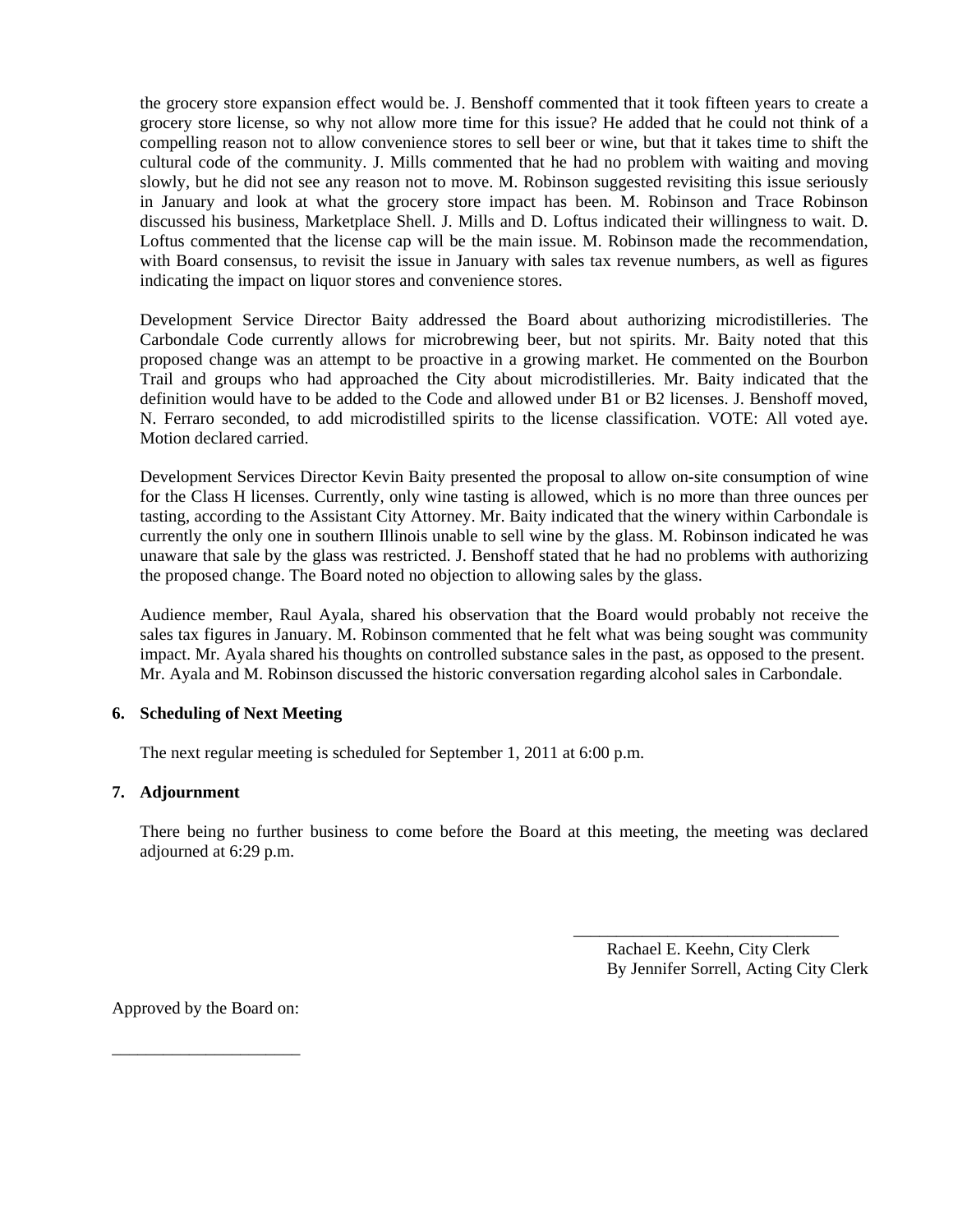the grocery store expansion effect would be. J. Benshoff commented that it took fifteen years to create a grocery store license, so why not allow more time for this issue? He added that he could not think of a compelling reason not to allow convenience stores to sell beer or wine, but that it takes time to shift the cultural code of the community. J. Mills commented that he had no problem with waiting and moving slowly, but he did not see any reason not to move. M. Robinson suggested revisiting this issue seriously in January and look at what the grocery store impact has been. M. Robinson and Trace Robinson discussed his business, Marketplace Shell. J. Mills and D. Loftus indicated their willingness to wait. D. Loftus commented that the license cap will be the main issue. M. Robinson made the recommendation, with Board consensus, to revisit the issue in January with sales tax revenue numbers, as well as figures indicating the impact on liquor stores and convenience stores.

Development Service Director Baity addressed the Board about authorizing microdistilleries. The Carbondale Code currently allows for microbrewing beer, but not spirits. Mr. Baity noted that this proposed change was an attempt to be proactive in a growing market. He commented on the Bourbon Trail and groups who had approached the City about microdistilleries. Mr. Baity indicated that the definition would have to be added to the Code and allowed under B1 or B2 licenses. J. Benshoff moved, N. Ferraro seconded, to add microdistilled spirits to the license classification. VOTE: All voted aye. Motion declared carried.

Development Services Director Kevin Baity presented the proposal to allow on-site consumption of wine for the Class H licenses. Currently, only wine tasting is allowed, which is no more than three ounces per tasting, according to the Assistant City Attorney. Mr. Baity indicated that the winery within Carbondale is currently the only one in southern Illinois unable to sell wine by the glass. M. Robinson indicated he was unaware that sale by the glass was restricted. J. Benshoff stated that he had no problems with authorizing the proposed change. The Board noted no objection to allowing sales by the glass.

Audience member, Raul Ayala, shared his observation that the Board would probably not receive the sales tax figures in January. M. Robinson commented that he felt what was being sought was community impact. Mr. Ayala shared his thoughts on controlled substance sales in the past, as opposed to the present. Mr. Ayala and M. Robinson discussed the historic conversation regarding alcohol sales in Carbondale.

**6. Scheduling of Next Meeting**

The next regular meeting is scheduled for September 1, 2011 at 6:00 p.m.

**7. Adjournment**

There being no further business to come before the Board at this meeting, the meeting was declared adjourned at 6:29 p.m.

_________________________________
Rachael E. Keehn, City Clerk
By Jennifer Sorrell, Acting City Clerk

Approved by the Board on:

______________________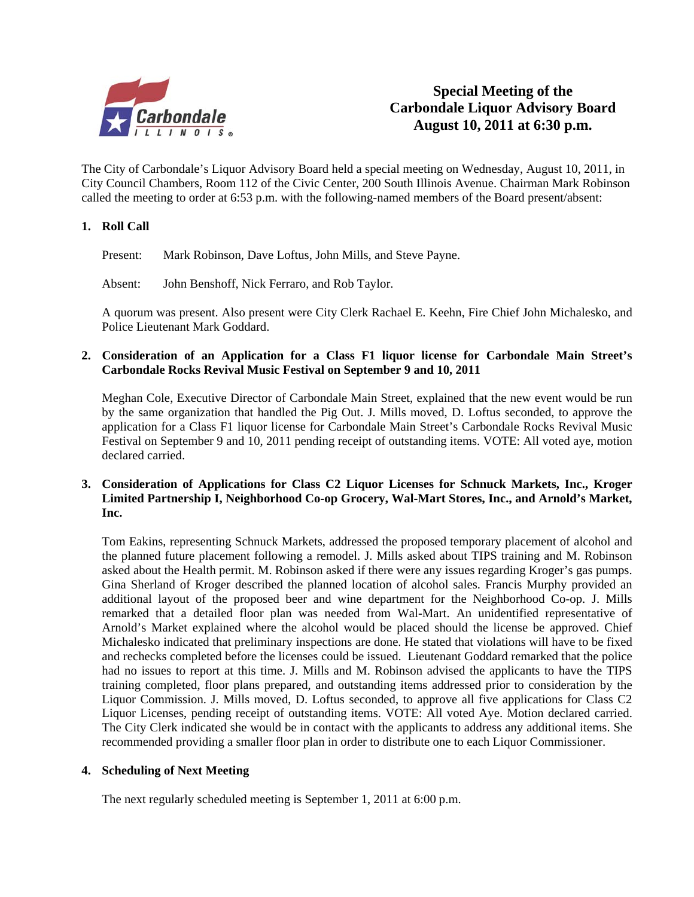# Special Meeting of the Carbondale Liquor Advisory Board August 10, 2011 at 6:30 p.m.

The City of Carbondale's Liquor Advisory Board held a special meeting on Wednesday, August 10, 2011, in City Council Chambers, Room 112 of the Civic Center, 200 South Illinois Avenue. Chairman Mark Robinson called the meeting to order at 6:53 p.m. with the following-named members of the Board present/absent:

**1. Roll Call**

Present: Mark Robinson, Dave Loftus, John Mills, and Steve Payne.

Absent: John Benshoff, Nick Ferraro, and Rob Taylor.

A quorum was present. Also present were City Clerk Rachael E. Keehn, Fire Chief John Michalesko, and Police Lieutenant Mark Goddard.

**2. Consideration of an Application for a Class F1 liquor license for Carbondale Main Street's Carbondale Rocks Revival Music Festival on September 9 and 10, 2011**

Meghan Cole, Executive Director of Carbondale Main Street, explained that the new event would be run by the same organization that handled the Pig Out. J. Mills moved, D. Loftus seconded, to approve the application for a Class F1 liquor license for Carbondale Main Street's Carbondale Rocks Revival Music Festival on September 9 and 10, 2011 pending receipt of outstanding items. VOTE: All voted aye, motion declared carried.

**3. Consideration of Applications for Class C2 Liquor Licenses for Schnuck Markets, Inc., Kroger Limited Partnership I, Neighborhood Co-op Grocery, Wal-Mart Stores, Inc., and Arnold's Market, Inc.**

Tom Eakins, representing Schnuck Markets, addressed the proposed temporary placement of alcohol and the planned future placement following a remodel. J. Mills asked about TIPS training and M. Robinson asked about the Health permit. M. Robinson asked if there were any issues regarding Kroger's gas pumps. Gina Sherland of Kroger described the planned location of alcohol sales. Francis Murphy provided an additional layout of the proposed beer and wine department for the Neighborhood Co-op. J. Mills remarked that a detailed floor plan was needed from Wal-Mart. An unidentified representative of Arnold's Market explained where the alcohol would be placed should the license be approved. Chief Michalesko indicated that preliminary inspections are done. He stated that violations will have to be fixed and rechecks completed before the licenses could be issued. Lieutenant Goddard remarked that the police had no issues to report at this time. J. Mills and M. Robinson advised the applicants to have the TIPS training completed, floor plans prepared, and outstanding items addressed prior to consideration by the Liquor Commission. J. Mills moved, D. Loftus seconded, to approve all five applications for Class C2 Liquor Licenses, pending receipt of outstanding items. VOTE: All voted Aye. Motion declared carried. The City Clerk indicated she would be in contact with the applicants to address any additional items. She recommended providing a smaller floor plan in order to distribute one to each Liquor Commissioner.

**4. Scheduling of Next Meeting**

The next regularly scheduled meeting is September 1, 2011 at 6:00 p.m.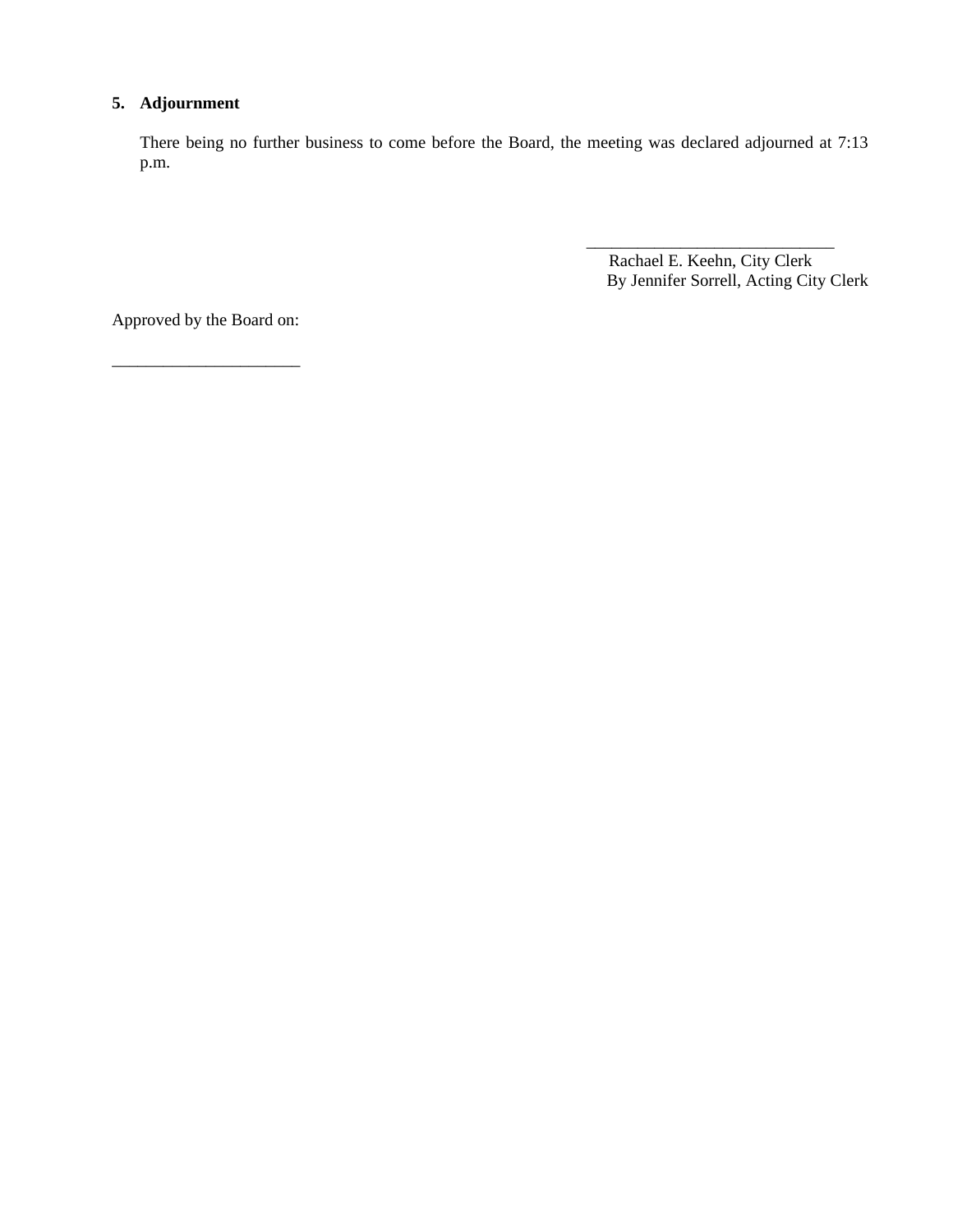## 5. Adjournment

There being no further business to come before the Board, the meeting was declared adjourned at 7:13 p.m.

______________________________
Rachael E. Keehn, City Clerk
By Jennifer Sorrell, Acting City Clerk

Approved by the Board on:

______________________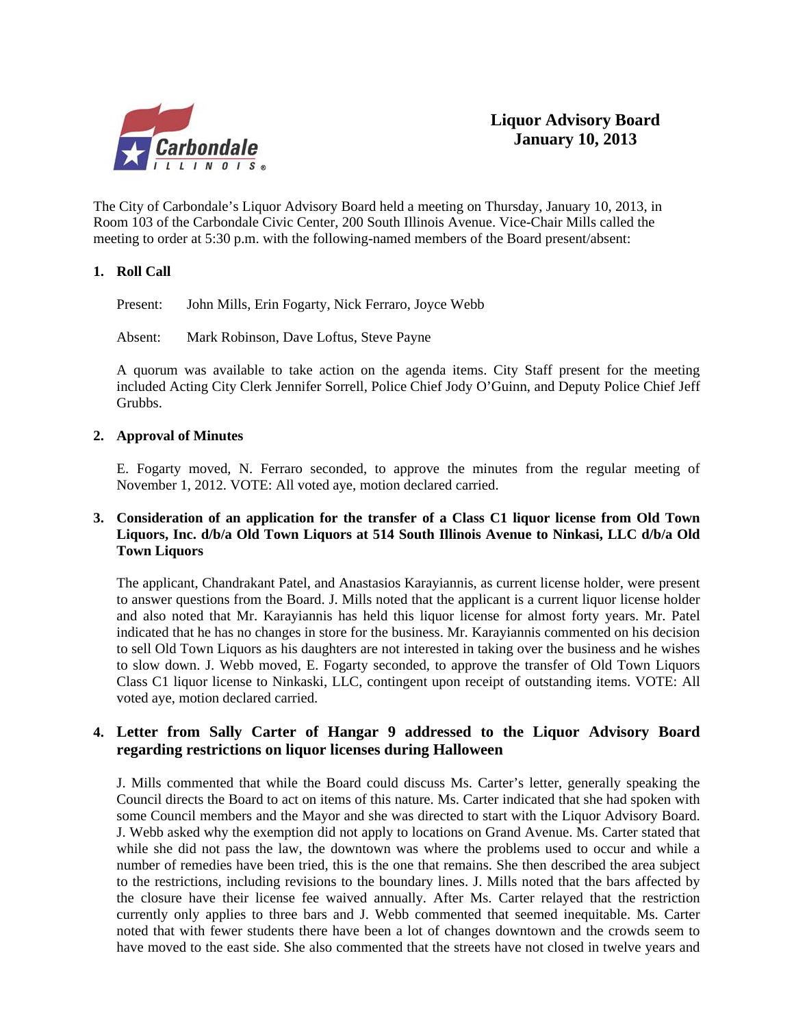# Liquor Advisory Board
# January 10, 2013

The City of Carbondale's Liquor Advisory Board held a meeting on Thursday, January 10, 2013, in Room 103 of the Carbondale Civic Center, 200 South Illinois Avenue. Vice-Chair Mills called the meeting to order at 5:30 p.m. with the following-named members of the Board present/absent:

**1. Roll Call**

Present: John Mills, Erin Fogarty, Nick Ferraro, Joyce Webb

Absent: Mark Robinson, Dave Loftus, Steve Payne

A quorum was available to take action on the agenda items. City Staff present for the meeting included Acting City Clerk Jennifer Sorrell, Police Chief Jody O'Guinn, and Deputy Police Chief Jeff Grubbs.

**2. Approval of Minutes**

E. Fogarty moved, N. Ferraro seconded, to approve the minutes from the regular meeting of November 1, 2012. VOTE: All voted aye, motion declared carried.

**3. Consideration of an application for the transfer of a Class C1 liquor license from Old Town Liquors, Inc. d/b/a Old Town Liquors at 514 South Illinois Avenue to Ninkasi, LLC d/b/a Old Town Liquors**

The applicant, Chandrakant Patel, and Anastasios Karayiannis, as current license holder, were present to answer questions from the Board. J. Mills noted that the applicant is a current liquor license holder and also noted that Mr. Karayiannis has held this liquor license for almost forty years. Mr. Patel indicated that he has no changes in store for the business. Mr. Karayiannis commented on his decision to sell Old Town Liquors as his daughters are not interested in taking over the business and he wishes to slow down. J. Webb moved, E. Fogarty seconded, to approve the transfer of Old Town Liquors Class C1 liquor license to Ninkaski, LLC, contingent upon receipt of outstanding items. VOTE: All voted aye, motion declared carried.

**4. Letter from Sally Carter of Hangar 9 addressed to the Liquor Advisory Board regarding restrictions on liquor licenses during Halloween**

J. Mills commented that while the Board could discuss Ms. Carter's letter, generally speaking the Council directs the Board to act on items of this nature. Ms. Carter indicated that she had spoken with some Council members and the Mayor and she was directed to start with the Liquor Advisory Board. J. Webb asked why the exemption did not apply to locations on Grand Avenue. Ms. Carter stated that while she did not pass the law, the downtown was where the problems used to occur and while a number of remedies have been tried, this is the one that remains. She then described the area subject to the restrictions, including revisions to the boundary lines. J. Mills noted that the bars affected by the closure have their license fee waived annually. After Ms. Carter relayed that the restriction currently only applies to three bars and J. Webb commented that seemed inequitable. Ms. Carter noted that with fewer students there have been a lot of changes downtown and the crowds seem to have moved to the east side. She also commented that the streets have not closed in twelve years and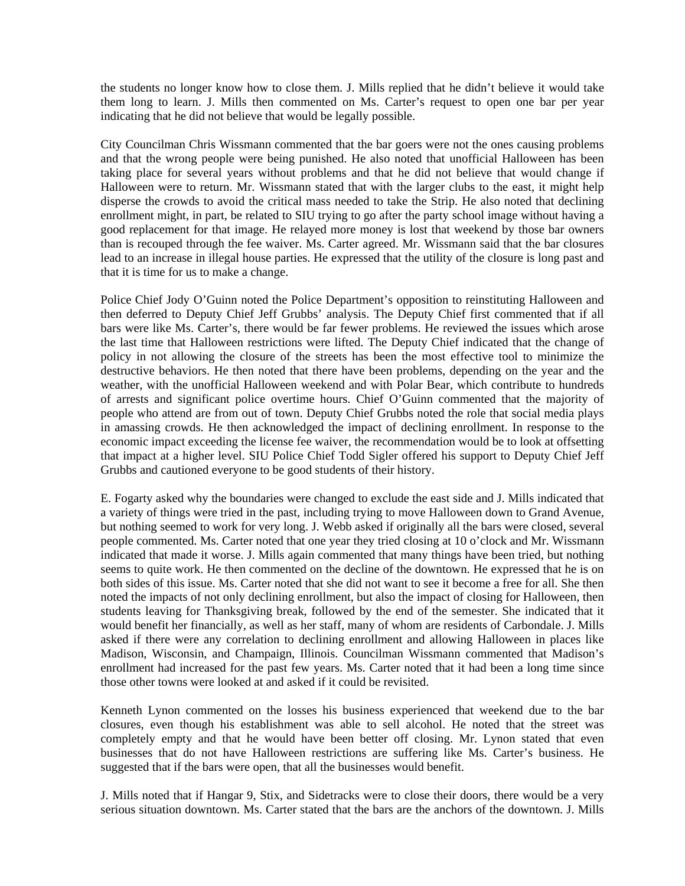the students no longer know how to close them. J. Mills replied that he didn't believe it would take them long to learn. J. Mills then commented on Ms. Carter's request to open one bar per year indicating that he did not believe that would be legally possible.

City Councilman Chris Wissmann commented that the bar goers were not the ones causing problems and that the wrong people were being punished. He also noted that unofficial Halloween has been taking place for several years without problems and that he did not believe that would change if Halloween were to return. Mr. Wissmann stated that with the larger clubs to the east, it might help disperse the crowds to avoid the critical mass needed to take the Strip. He also noted that declining enrollment might, in part, be related to SIU trying to go after the party school image without having a good replacement for that image. He relayed more money is lost that weekend by those bar owners than is recouped through the fee waiver. Ms. Carter agreed. Mr. Wissmann said that the bar closures lead to an increase in illegal house parties. He expressed that the utility of the closure is long past and that it is time for us to make a change.

Police Chief Jody O'Guinn noted the Police Department's opposition to reinstituting Halloween and then deferred to Deputy Chief Jeff Grubbs' analysis. The Deputy Chief first commented that if all bars were like Ms. Carter's, there would be far fewer problems. He reviewed the issues which arose the last time that Halloween restrictions were lifted. The Deputy Chief indicated that the change of policy in not allowing the closure of the streets has been the most effective tool to minimize the destructive behaviors. He then noted that there have been problems, depending on the year and the weather, with the unofficial Halloween weekend and with Polar Bear, which contribute to hundreds of arrests and significant police overtime hours. Chief O'Guinn commented that the majority of people who attend are from out of town. Deputy Chief Grubbs noted the role that social media plays in amassing crowds. He then acknowledged the impact of declining enrollment. In response to the economic impact exceeding the license fee waiver, the recommendation would be to look at offsetting that impact at a higher level. SIU Police Chief Todd Sigler offered his support to Deputy Chief Jeff Grubbs and cautioned everyone to be good students of their history.

E. Fogarty asked why the boundaries were changed to exclude the east side and J. Mills indicated that a variety of things were tried in the past, including trying to move Halloween down to Grand Avenue, but nothing seemed to work for very long. J. Webb asked if originally all the bars were closed, several people commented. Ms. Carter noted that one year they tried closing at 10 o'clock and Mr. Wissmann indicated that made it worse. J. Mills again commented that many things have been tried, but nothing seems to quite work. He then commented on the decline of the downtown. He expressed that he is on both sides of this issue. Ms. Carter noted that she did not want to see it become a free for all. She then noted the impacts of not only declining enrollment, but also the impact of closing for Halloween, then students leaving for Thanksgiving break, followed by the end of the semester. She indicated that it would benefit her financially, as well as her staff, many of whom are residents of Carbondale. J. Mills asked if there were any correlation to declining enrollment and allowing Halloween in places like Madison, Wisconsin, and Champaign, Illinois. Councilman Wissmann commented that Madison's enrollment had increased for the past few years. Ms. Carter noted that it had been a long time since those other towns were looked at and asked if it could be revisited.

Kenneth Lynon commented on the losses his business experienced that weekend due to the bar closures, even though his establishment was able to sell alcohol. He noted that the street was completely empty and that he would have been better off closing. Mr. Lynon stated that even businesses that do not have Halloween restrictions are suffering like Ms. Carter's business. He suggested that if the bars were open, that all the businesses would benefit.

J. Mills noted that if Hangar 9, Stix, and Sidetracks were to close their doors, there would be a very serious situation downtown. Ms. Carter stated that the bars are the anchors of the downtown. J. Mills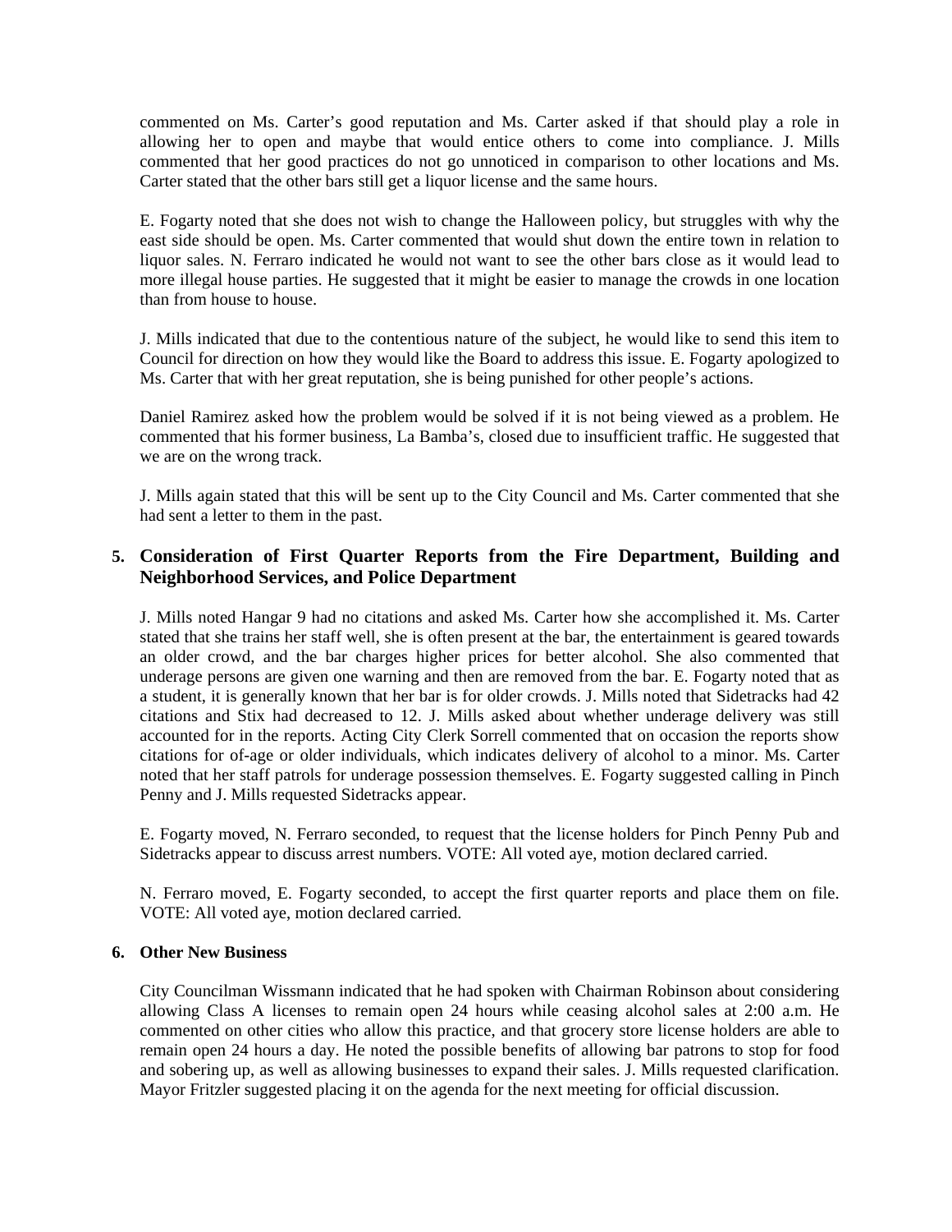commented on Ms. Carter's good reputation and Ms. Carter asked if that should play a role in allowing her to open and maybe that would entice others to come into compliance. J. Mills commented that her good practices do not go unnoticed in comparison to other locations and Ms. Carter stated that the other bars still get a liquor license and the same hours.

E. Fogarty noted that she does not wish to change the Halloween policy, but struggles with why the east side should be open. Ms. Carter commented that would shut down the entire town in relation to liquor sales. N. Ferraro indicated he would not want to see the other bars close as it would lead to more illegal house parties. He suggested that it might be easier to manage the crowds in one location than from house to house.

J. Mills indicated that due to the contentious nature of the subject, he would like to send this item to Council for direction on how they would like the Board to address this issue. E. Fogarty apologized to Ms. Carter that with her great reputation, she is being punished for other people's actions.

Daniel Ramirez asked how the problem would be solved if it is not being viewed as a problem. He commented that his former business, La Bamba's, closed due to insufficient traffic. He suggested that we are on the wrong track.

J. Mills again stated that this will be sent up to the City Council and Ms. Carter commented that she had sent a letter to them in the past.

### 5. Consideration of First Quarter Reports from the Fire Department, Building and Neighborhood Services, and Police Department

J. Mills noted Hangar 9 had no citations and asked Ms. Carter how she accomplished it. Ms. Carter stated that she trains her staff well, she is often present at the bar, the entertainment is geared towards an older crowd, and the bar charges higher prices for better alcohol. She also commented that underage persons are given one warning and then are removed from the bar. E. Fogarty noted that as a student, it is generally known that her bar is for older crowds. J. Mills noted that Sidetracks had 42 citations and Stix had decreased to 12. J. Mills asked about whether underage delivery was still accounted for in the reports. Acting City Clerk Sorrell commented that on occasion the reports show citations for of-age or older individuals, which indicates delivery of alcohol to a minor. Ms. Carter noted that her staff patrols for underage possession themselves. E. Fogarty suggested calling in Pinch Penny and J. Mills requested Sidetracks appear.

E. Fogarty moved, N. Ferraro seconded, to request that the license holders for Pinch Penny Pub and Sidetracks appear to discuss arrest numbers. VOTE: All voted aye, motion declared carried.

N. Ferraro moved, E. Fogarty seconded, to accept the first quarter reports and place them on file. VOTE: All voted aye, motion declared carried.

### 6. Other New Business

City Councilman Wissmann indicated that he had spoken with Chairman Robinson about considering allowing Class A licenses to remain open 24 hours while ceasing alcohol sales at 2:00 a.m. He commented on other cities who allow this practice, and that grocery store license holders are able to remain open 24 hours a day. He noted the possible benefits of allowing bar patrons to stop for food and sobering up, as well as allowing businesses to expand their sales. J. Mills requested clarification. Mayor Fritzler suggested placing it on the agenda for the next meeting for official discussion.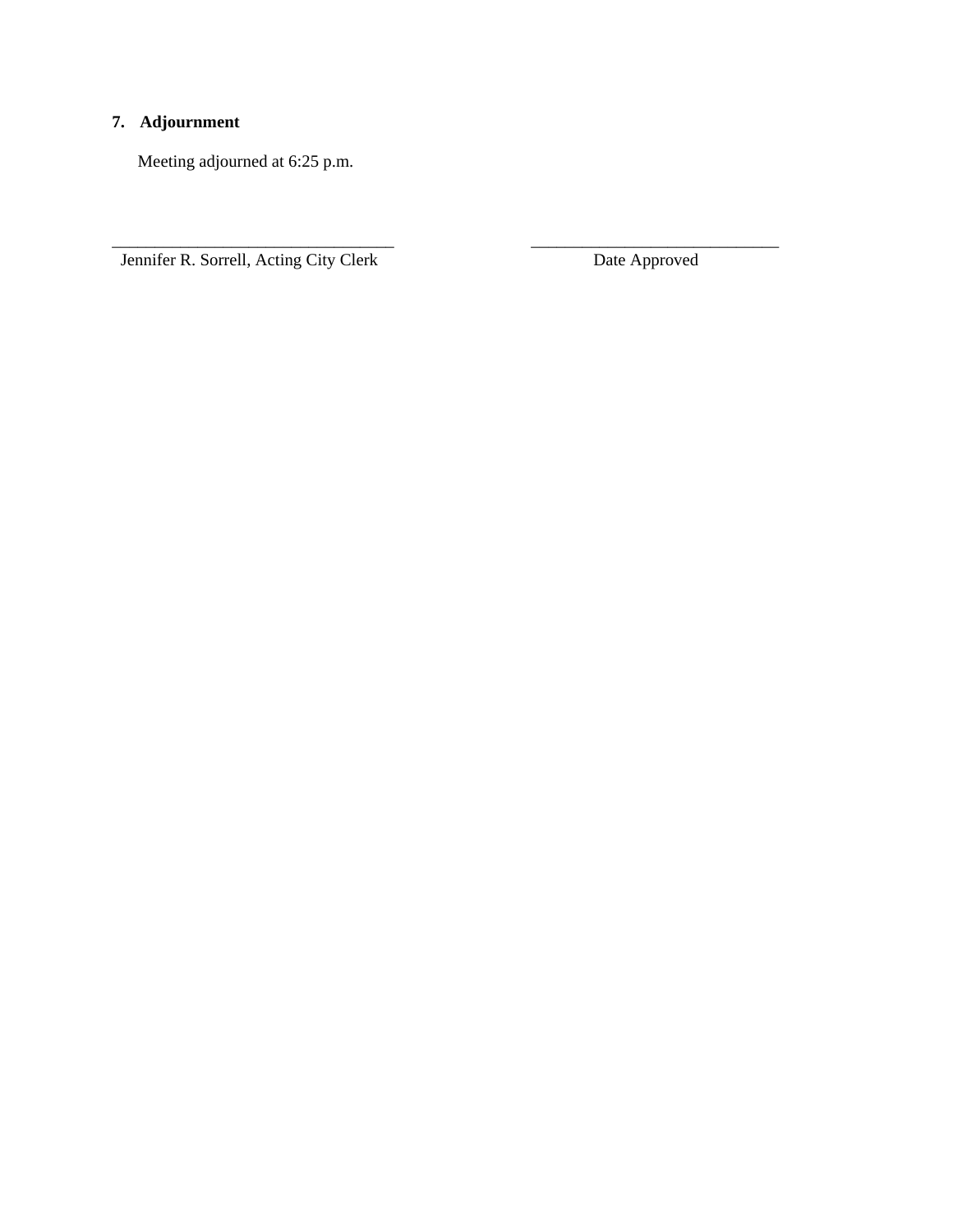**7. Adjournment**

Meeting adjourned at 6:25 p.m.

\_\_\_\_\_\_\_\_\_\_\_\_\_\_\_\_\_\_\_\_\_\_\_\_\_\_\_\_\_\_\_\_\_\_
Jennifer R. Sorrell, Acting City Clerk

\_\_\_\_\_\_\_\_\_\_\_\_\_\_\_\_\_\_\_\_\_\_\_\_\_\_\_\_\_\_
Date Approved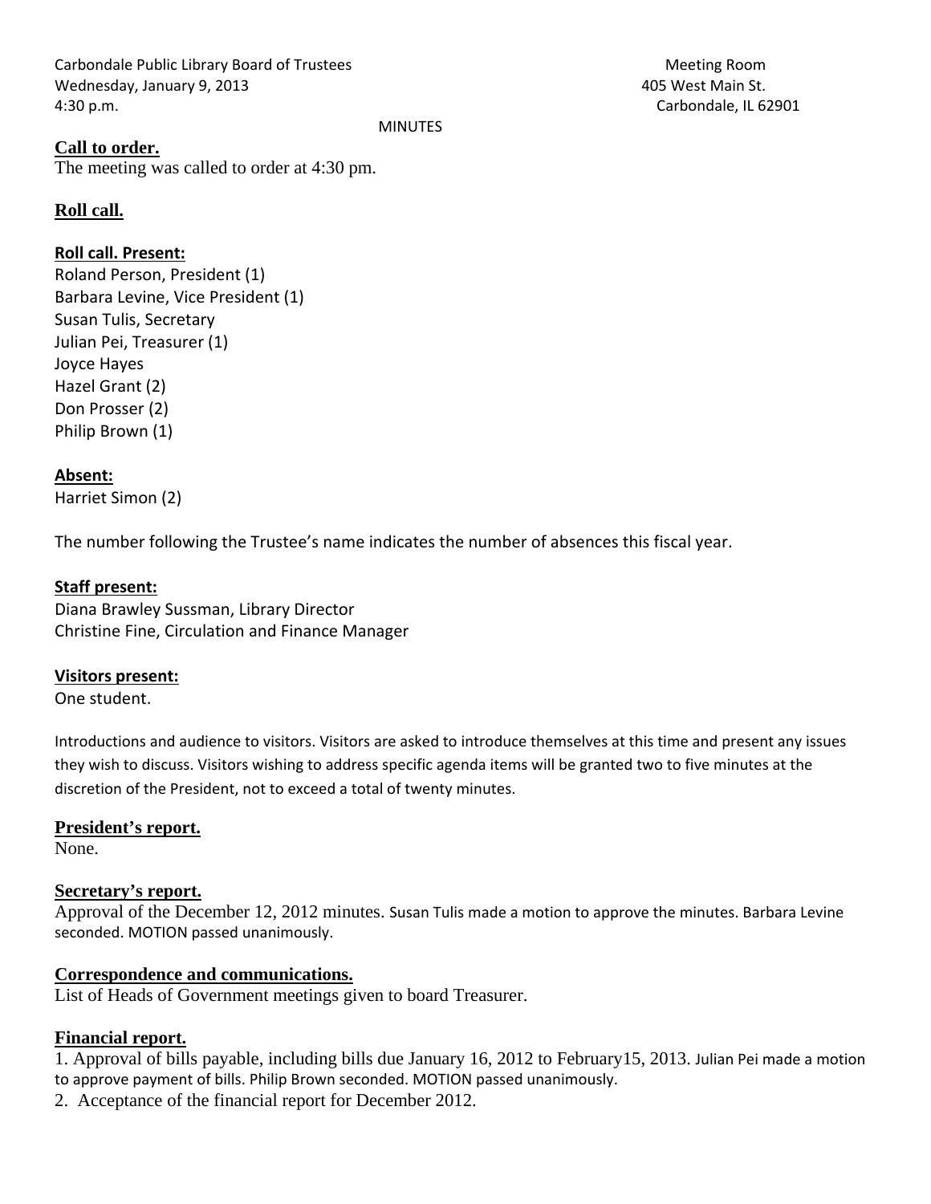Carbondale Public Library Board of Trustees
Wednesday, January 9, 2013
4:30 p.m.

Meeting Room
405 West Main St.
Carbondale, IL 62901

MINUTES

**Call to order.**

The meeting was called to order at 4:30 pm.

**Roll call.**

**Roll call. Present:**

Roland Person, President (1)
Barbara Levine, Vice President (1)
Susan Tulis, Secretary
Julian Pei, Treasurer (1)
Joyce Hayes
Hazel Grant (2)
Don Prosser (2)
Philip Brown (1)

**Absent:**

Harriet Simon (2)

The number following the Trustee's name indicates the number of absences this fiscal year.

**Staff present:**

Diana Brawley Sussman, Library Director
Christine Fine, Circulation and Finance Manager

**Visitors present:**

One student.

Introductions and audience to visitors. Visitors are asked to introduce themselves at this time and present any issues they wish to discuss. Visitors wishing to address specific agenda items will be granted two to five minutes at the discretion of the President, not to exceed a total of twenty minutes.

**President's report.**

None.

**Secretary's report.**

Approval of the December 12, 2012 minutes. Susan Tulis made a motion to approve the minutes. Barbara Levine seconded. MOTION passed unanimously.

**Correspondence and communications.**

List of Heads of Government meetings given to board Treasurer.

**Financial report.**

1. Approval of bills payable, including bills due January 16, 2012 to February15, 2013. Julian Pei made a motion to approve payment of bills. Philip Brown seconded. MOTION passed unanimously.
2. Acceptance of the financial report for December 2012.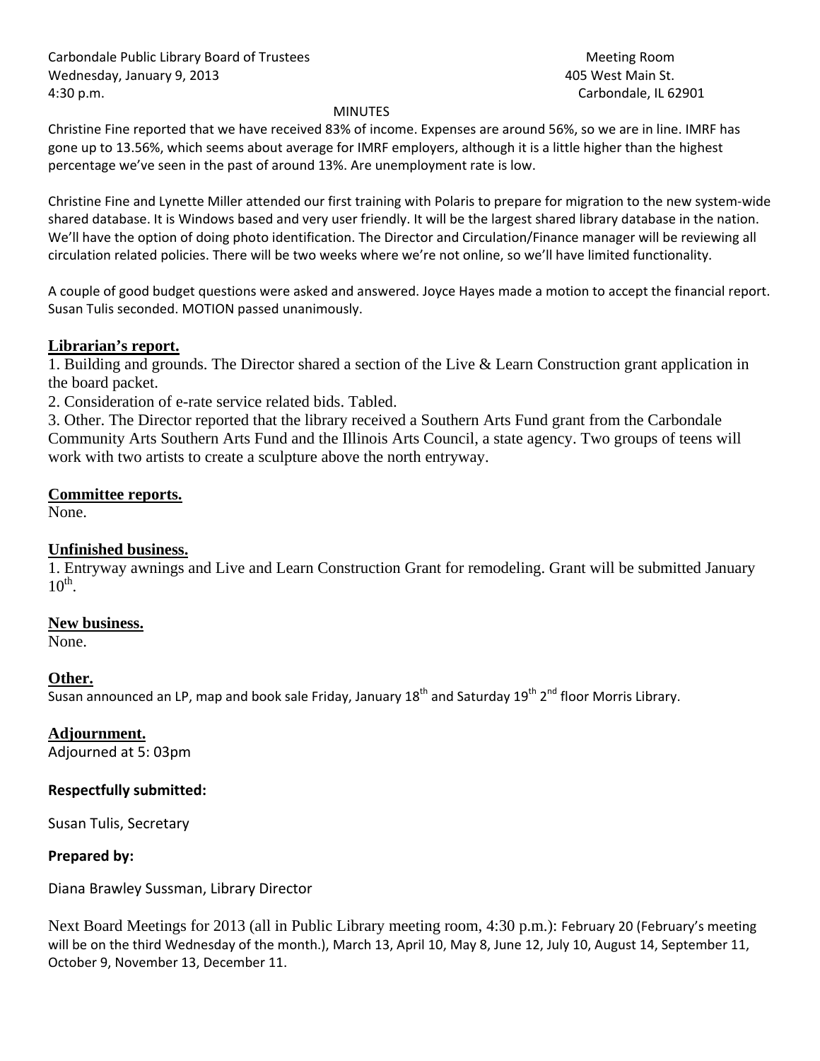Carbondale Public Library Board of Trustees
Wednesday, January 9, 2013
4:30 p.m.

Meeting Room
405 West Main St.
Carbondale, IL 62901

MINUTES

Christine Fine reported that we have received 83% of income. Expenses are around 56%, so we are in line. IMRF has gone up to 13.56%, which seems about average for IMRF employers, although it is a little higher than the highest percentage we've seen in the past of around 13%. Are unemployment rate is low.

Christine Fine and Lynette Miller attended our first training with Polaris to prepare for migration to the new system-wide shared database. It is Windows based and very user friendly. It will be the largest shared library database in the nation. We'll have the option of doing photo identification. The Director and Circulation/Finance manager will be reviewing all circulation related policies. There will be two weeks where we're not online, so we'll have limited functionality.

A couple of good budget questions were asked and answered. Joyce Hayes made a motion to accept the financial report. Susan Tulis seconded. MOTION passed unanimously.

**Librarian's report.**

1. Building and grounds. The Director shared a section of the Live & Learn Construction grant application in the board packet.
2. Consideration of e-rate service related bids. Tabled.
3. Other. The Director reported that the library received a Southern Arts Fund grant from the Carbondale Community Arts Southern Arts Fund and the Illinois Arts Council, a state agency. Two groups of teens will work with two artists to create a sculpture above the north entryway.

**Committee reports.**

None.

**Unfinished business.**

1. Entryway awnings and Live and Learn Construction Grant for remodeling. Grant will be submitted January 10th.

**New business.**

None.

**Other.**

Susan announced an LP, map and book sale Friday, January 18th and Saturday 19th 2nd floor Morris Library.

**Adjournment.**

Adjourned at 5: 03pm

**Respectfully submitted:**

Susan Tulis, Secretary

**Prepared by:**

Diana Brawley Sussman, Library Director

Next Board Meetings for 2013 (all in Public Library meeting room, 4:30 p.m.): February 20 (February's meeting will be on the third Wednesday of the month.), March 13, April 10, May 8, June 12, July 10, August 14, September 11, October 9, November 13, December 11.